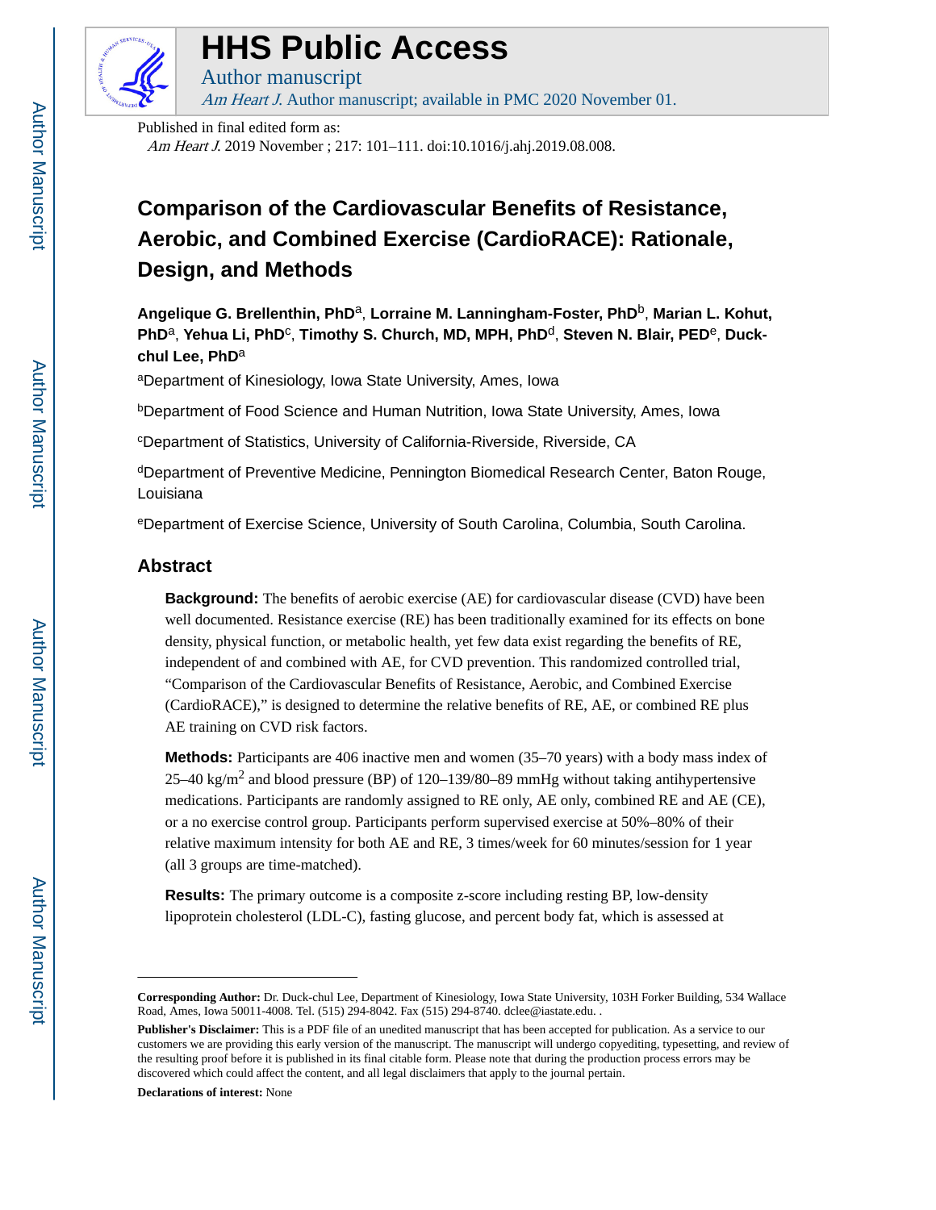# HHS Public Access

Author manuscript

*Am Heart J.* Author manuscript; available in PMC 2020 November 01.

Published in final edited form as:

*Am Heart J.* 2019 November ; 217: 101–111. doi:10.1016/j.ahj.2019.08.008.

# Comparison of the Cardiovascular Benefits of Resistance, Aerobic, and Combined Exercise (CardioRACE): Rationale, Design, and Methods

**Angelique G. Brellenthin, PhD**[a], **Lorraine M. Lanningham-Foster, PhD**[b], **Marian L. Kohut, PhD**[a], **Yehua Li, PhD**[c], **Timothy S. Church, MD, MPH, PhD**[d], **Steven N. Blair, PED**[e], **Duck-chul Lee, PhD**[a]

[a]Department of Kinesiology, Iowa State University, Ames, Iowa

[b]Department of Food Science and Human Nutrition, Iowa State University, Ames, Iowa

[c]Department of Statistics, University of California-Riverside, Riverside, CA

[d]Department of Preventive Medicine, Pennington Biomedical Research Center, Baton Rouge, Louisiana

[e]Department of Exercise Science, University of South Carolina, Columbia, South Carolina.

## Abstract

**Background:** The benefits of aerobic exercise (AE) for cardiovascular disease (CVD) have been well documented. Resistance exercise (RE) has been traditionally examined for its effects on bone density, physical function, or metabolic health, yet few data exist regarding the benefits of RE, independent of and combined with AE, for CVD prevention. This randomized controlled trial, "Comparison of the Cardiovascular Benefits of Resistance, Aerobic, and Combined Exercise (CardioRACE)," is designed to determine the relative benefits of RE, AE, or combined RE plus AE training on CVD risk factors.

**Methods:** Participants are 406 inactive men and women (35–70 years) with a body mass index of 25–40 kg/m$^2$ and blood pressure (BP) of 120–139/80–89 mmHg without taking antihypertensive medications. Participants are randomly assigned to RE only, AE only, combined RE and AE (CE), or a no exercise control group. Participants perform supervised exercise at 50%–80% of their relative maximum intensity for both AE and RE, 3 times/week for 60 minutes/session for 1 year (all 3 groups are time-matched).

**Results:** The primary outcome is a composite z-score including resting BP, low-density lipoprotein cholesterol (LDL-C), fasting glucose, and percent body fat, which is assessed at

---

**Corresponding Author:** Dr. Duck-chul Lee, Department of Kinesiology, Iowa State University, 103H Forker Building, 534 Wallace Road, Ames, Iowa 50011-4008. Tel. (515) 294-8042. Fax (515) 294-8740. dclee@iastate.edu. .

**Publisher's Disclaimer:** This is a PDF file of an unedited manuscript that has been accepted for publication. As a service to our customers we are providing this early version of the manuscript. The manuscript will undergo copyediting, typesetting, and review of the resulting proof before it is published in its final citable form. Please note that during the production process errors may be discovered which could affect the content, and all legal disclaimers that apply to the journal pertain.

**Declarations of interest:** None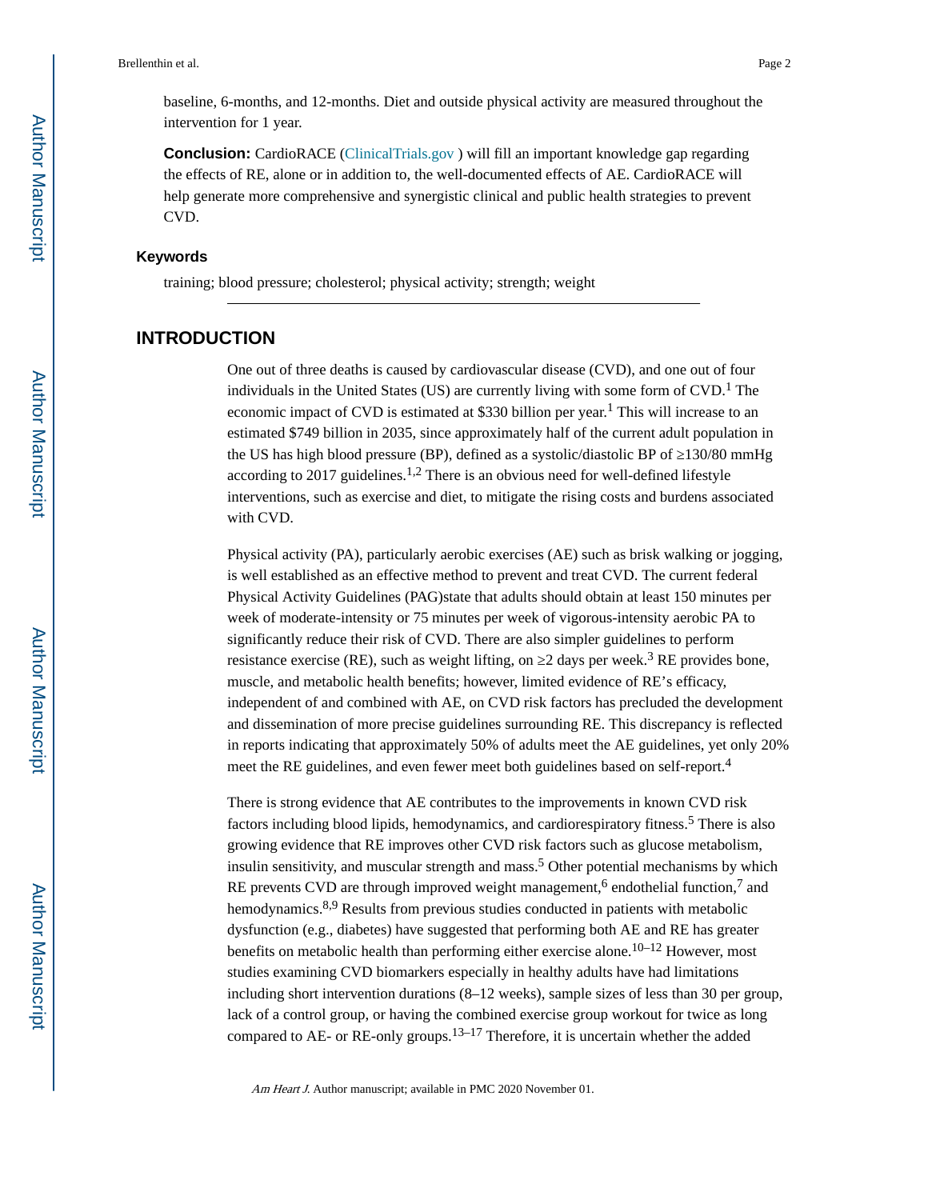baseline, 6-months, and 12-months. Diet and outside physical activity are measured throughout the intervention for 1 year.

**Conclusion:** CardioRACE (ClinicalTrials.gov ) will fill an important knowledge gap regarding the effects of RE, alone or in addition to, the well-documented effects of AE. CardioRACE will help generate more comprehensive and synergistic clinical and public health strategies to prevent CVD.

### Keywords

training; blood pressure; cholesterol; physical activity; strength; weight

## INTRODUCTION

One out of three deaths is caused by cardiovascular disease (CVD), and one out of four individuals in the United States (US) are currently living with some form of CVD.[1] The economic impact of CVD is estimated at $330 billion per year.[1] This will increase to an estimated $749 billion in 2035, since approximately half of the current adult population in the US has high blood pressure (BP), defined as a systolic/diastolic BP of ≥130/80 mmHg according to 2017 guidelines.[1,2] There is an obvious need for well-defined lifestyle interventions, such as exercise and diet, to mitigate the rising costs and burdens associated with CVD.

Physical activity (PA), particularly aerobic exercises (AE) such as brisk walking or jogging, is well established as an effective method to prevent and treat CVD. The current federal Physical Activity Guidelines (PAG)state that adults should obtain at least 150 minutes per week of moderate-intensity or 75 minutes per week of vigorous-intensity aerobic PA to significantly reduce their risk of CVD. There are also simpler guidelines to perform resistance exercise (RE), such as weight lifting, on ≥2 days per week.[3] RE provides bone, muscle, and metabolic health benefits; however, limited evidence of RE's efficacy, independent of and combined with AE, on CVD risk factors has precluded the development and dissemination of more precise guidelines surrounding RE. This discrepancy is reflected in reports indicating that approximately 50% of adults meet the AE guidelines, yet only 20% meet the RE guidelines, and even fewer meet both guidelines based on self-report.[4]

There is strong evidence that AE contributes to the improvements in known CVD risk factors including blood lipids, hemodynamics, and cardiorespiratory fitness.[5] There is also growing evidence that RE improves other CVD risk factors such as glucose metabolism, insulin sensitivity, and muscular strength and mass.[5] Other potential mechanisms by which RE prevents CVD are through improved weight management,[6] endothelial function,[7] and hemodynamics.[8,9] Results from previous studies conducted in patients with metabolic dysfunction (e.g., diabetes) have suggested that performing both AE and RE has greater benefits on metabolic health than performing either exercise alone.[10–12] However, most studies examining CVD biomarkers especially in healthy adults have had limitations including short intervention durations (8–12 weeks), sample sizes of less than 30 per group, lack of a control group, or having the combined exercise group workout for twice as long compared to AE- or RE-only groups.[13–17] Therefore, it is uncertain whether the added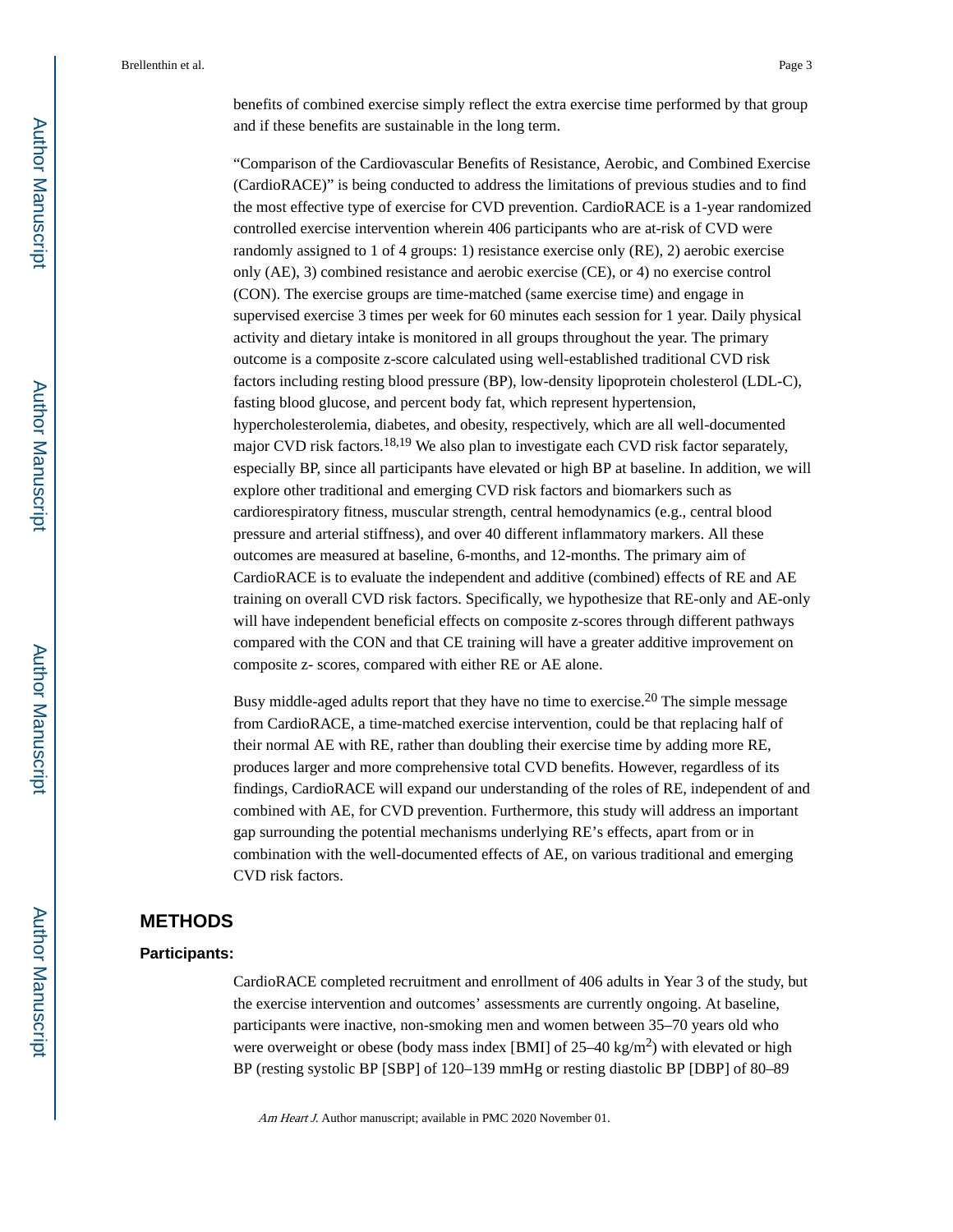benefits of combined exercise simply reflect the extra exercise time performed by that group and if these benefits are sustainable in the long term.

"Comparison of the Cardiovascular Benefits of Resistance, Aerobic, and Combined Exercise (CardioRACE)" is being conducted to address the limitations of previous studies and to find the most effective type of exercise for CVD prevention. CardioRACE is a 1-year randomized controlled exercise intervention wherein 406 participants who are at-risk of CVD were randomly assigned to 1 of 4 groups: 1) resistance exercise only (RE), 2) aerobic exercise only (AE), 3) combined resistance and aerobic exercise (CE), or 4) no exercise control (CON). The exercise groups are time-matched (same exercise time) and engage in supervised exercise 3 times per week for 60 minutes each session for 1 year. Daily physical activity and dietary intake is monitored in all groups throughout the year. The primary outcome is a composite z-score calculated using well-established traditional CVD risk factors including resting blood pressure (BP), low-density lipoprotein cholesterol (LDL-C), fasting blood glucose, and percent body fat, which represent hypertension, hypercholesterolemia, diabetes, and obesity, respectively, which are all well-documented major CVD risk factors.[18,19] We also plan to investigate each CVD risk factor separately, especially BP, since all participants have elevated or high BP at baseline. In addition, we will explore other traditional and emerging CVD risk factors and biomarkers such as cardiorespiratory fitness, muscular strength, central hemodynamics (e.g., central blood pressure and arterial stiffness), and over 40 different inflammatory markers. All these outcomes are measured at baseline, 6-months, and 12-months. The primary aim of CardioRACE is to evaluate the independent and additive (combined) effects of RE and AE training on overall CVD risk factors. Specifically, we hypothesize that RE-only and AE-only will have independent beneficial effects on composite z-scores through different pathways compared with the CON and that CE training will have a greater additive improvement on composite z- scores, compared with either RE or AE alone.

Busy middle-aged adults report that they have no time to exercise.[20] The simple message from CardioRACE, a time-matched exercise intervention, could be that replacing half of their normal AE with RE, rather than doubling their exercise time by adding more RE, produces larger and more comprehensive total CVD benefits. However, regardless of its findings, CardioRACE will expand our understanding of the roles of RE, independent of and combined with AE, for CVD prevention. Furthermore, this study will address an important gap surrounding the potential mechanisms underlying RE's effects, apart from or in combination with the well-documented effects of AE, on various traditional and emerging CVD risk factors.

## METHODS

### Participants:

CardioRACE completed recruitment and enrollment of 406 adults in Year 3 of the study, but the exercise intervention and outcomes' assessments are currently ongoing. At baseline, participants were inactive, non-smoking men and women between 35–70 years old who were overweight or obese (body mass index [BMI] of 25–40 kg/m$^2$) with elevated or high BP (resting systolic BP [SBP] of 120–139 mmHg or resting diastolic BP [DBP] of 80–89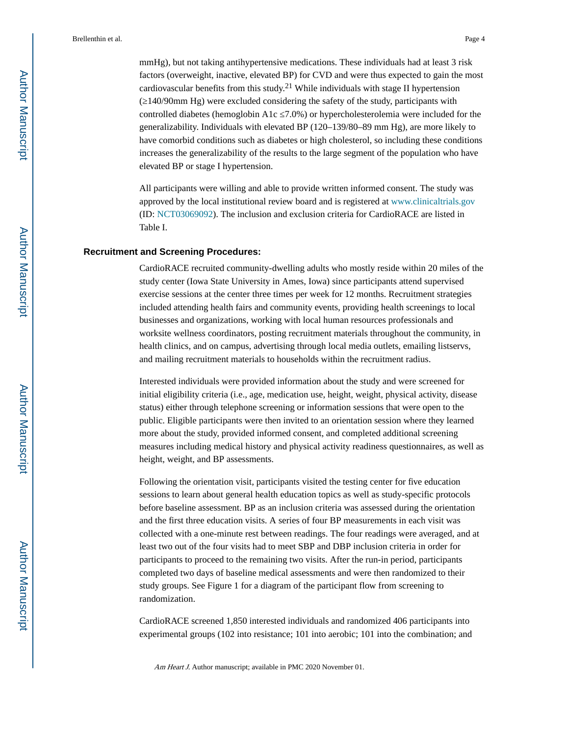mmHg), but not taking antihypertensive medications. These individuals had at least 3 risk factors (overweight, inactive, elevated BP) for CVD and were thus expected to gain the most cardiovascular benefits from this study.[21] While individuals with stage II hypertension (≥140/90mm Hg) were excluded considering the safety of the study, participants with controlled diabetes (hemoglobin A1c ≤7.0%) or hypercholesterolemia were included for the generalizability. Individuals with elevated BP (120–139/80–89 mm Hg), are more likely to have comorbid conditions such as diabetes or high cholesterol, so including these conditions increases the generalizability of the results to the large segment of the population who have elevated BP or stage I hypertension.

All participants were willing and able to provide written informed consent. The study was approved by the local institutional review board and is registered at www.clinicaltrials.gov (ID: NCT03069092). The inclusion and exclusion criteria for CardioRACE are listed in Table I.

### Recruitment and Screening Procedures:

CardioRACE recruited community-dwelling adults who mostly reside within 20 miles of the study center (Iowa State University in Ames, Iowa) since participants attend supervised exercise sessions at the center three times per week for 12 months. Recruitment strategies included attending health fairs and community events, providing health screenings to local businesses and organizations, working with local human resources professionals and worksite wellness coordinators, posting recruitment materials throughout the community, in health clinics, and on campus, advertising through local media outlets, emailing listservs, and mailing recruitment materials to households within the recruitment radius.

Interested individuals were provided information about the study and were screened for initial eligibility criteria (i.e., age, medication use, height, weight, physical activity, disease status) either through telephone screening or information sessions that were open to the public. Eligible participants were then invited to an orientation session where they learned more about the study, provided informed consent, and completed additional screening measures including medical history and physical activity readiness questionnaires, as well as height, weight, and BP assessments.

Following the orientation visit, participants visited the testing center for five education sessions to learn about general health education topics as well as study-specific protocols before baseline assessment. BP as an inclusion criteria was assessed during the orientation and the first three education visits. A series of four BP measurements in each visit was collected with a one-minute rest between readings. The four readings were averaged, and at least two out of the four visits had to meet SBP and DBP inclusion criteria in order for participants to proceed to the remaining two visits. After the run-in period, participants completed two days of baseline medical assessments and were then randomized to their study groups. See Figure 1 for a diagram of the participant flow from screening to randomization.

CardioRACE screened 1,850 interested individuals and randomized 406 participants into experimental groups (102 into resistance; 101 into aerobic; 101 into the combination; and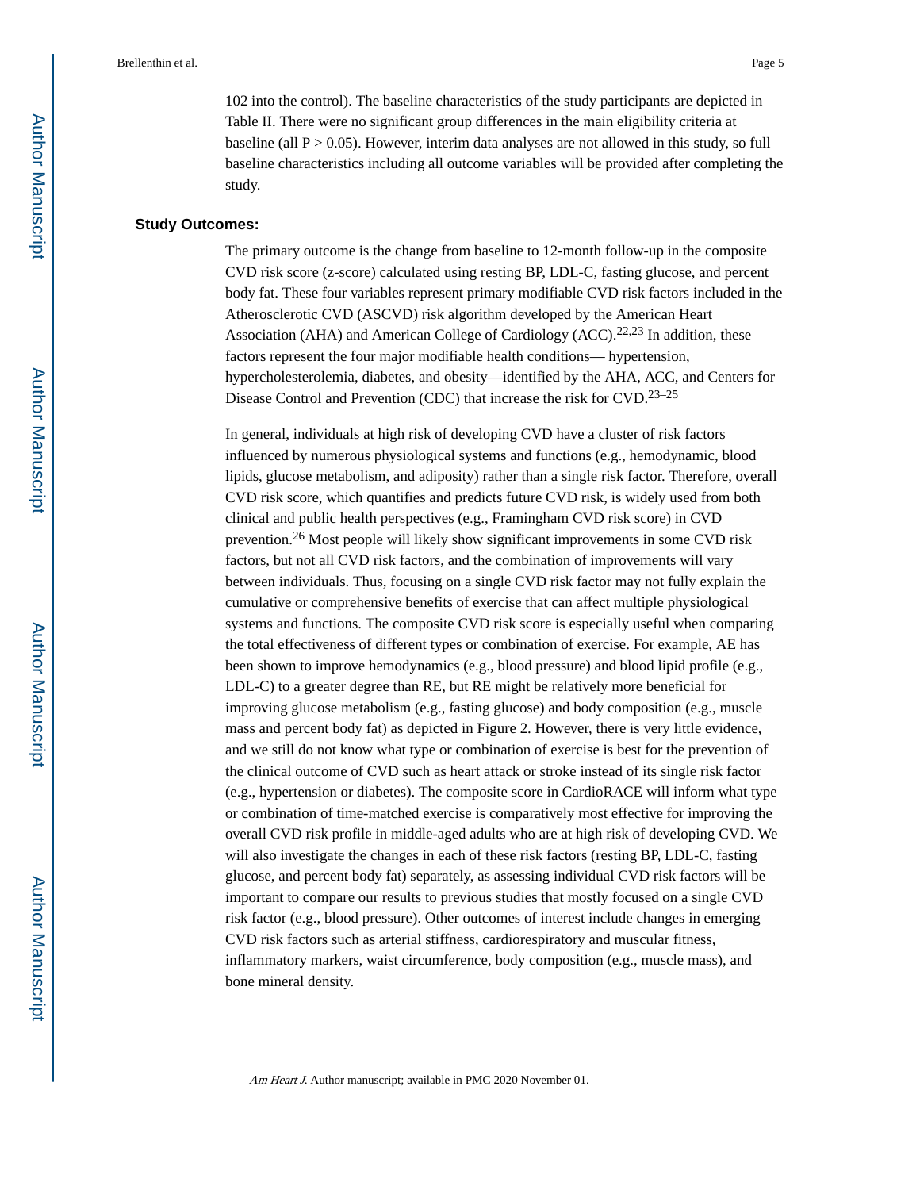102 into the control). The baseline characteristics of the study participants are depicted in Table II. There were no significant group differences in the main eligibility criteria at baseline (all $P > 0.05$). However, interim data analyses are not allowed in this study, so full baseline characteristics including all outcome variables will be provided after completing the study.

## Study Outcomes:

The primary outcome is the change from baseline to 12-month follow-up in the composite CVD risk score (z-score) calculated using resting BP, LDL-C, fasting glucose, and percent body fat. These four variables represent primary modifiable CVD risk factors included in the Atherosclerotic CVD (ASCVD) risk algorithm developed by the American Heart Association (AHA) and American College of Cardiology (ACC).[22,23] In addition, these factors represent the four major modifiable health conditions— hypertension, hypercholesterolemia, diabetes, and obesity—identified by the AHA, ACC, and Centers for Disease Control and Prevention (CDC) that increase the risk for CVD.[23–25]

In general, individuals at high risk of developing CVD have a cluster of risk factors influenced by numerous physiological systems and functions (e.g., hemodynamic, blood lipids, glucose metabolism, and adiposity) rather than a single risk factor. Therefore, overall CVD risk score, which quantifies and predicts future CVD risk, is widely used from both clinical and public health perspectives (e.g., Framingham CVD risk score) in CVD prevention.[26] Most people will likely show significant improvements in some CVD risk factors, but not all CVD risk factors, and the combination of improvements will vary between individuals. Thus, focusing on a single CVD risk factor may not fully explain the cumulative or comprehensive benefits of exercise that can affect multiple physiological systems and functions. The composite CVD risk score is especially useful when comparing the total effectiveness of different types or combination of exercise. For example, AE has been shown to improve hemodynamics (e.g., blood pressure) and blood lipid profile (e.g., LDL-C) to a greater degree than RE, but RE might be relatively more beneficial for improving glucose metabolism (e.g., fasting glucose) and body composition (e.g., muscle mass and percent body fat) as depicted in Figure 2. However, there is very little evidence, and we still do not know what type or combination of exercise is best for the prevention of the clinical outcome of CVD such as heart attack or stroke instead of its single risk factor (e.g., hypertension or diabetes). The composite score in CardioRACE will inform what type or combination of time-matched exercise is comparatively most effective for improving the overall CVD risk profile in middle-aged adults who are at high risk of developing CVD. We will also investigate the changes in each of these risk factors (resting BP, LDL-C, fasting glucose, and percent body fat) separately, as assessing individual CVD risk factors will be important to compare our results to previous studies that mostly focused on a single CVD risk factor (e.g., blood pressure). Other outcomes of interest include changes in emerging CVD risk factors such as arterial stiffness, cardiorespiratory and muscular fitness, inflammatory markers, waist circumference, body composition (e.g., muscle mass), and bone mineral density.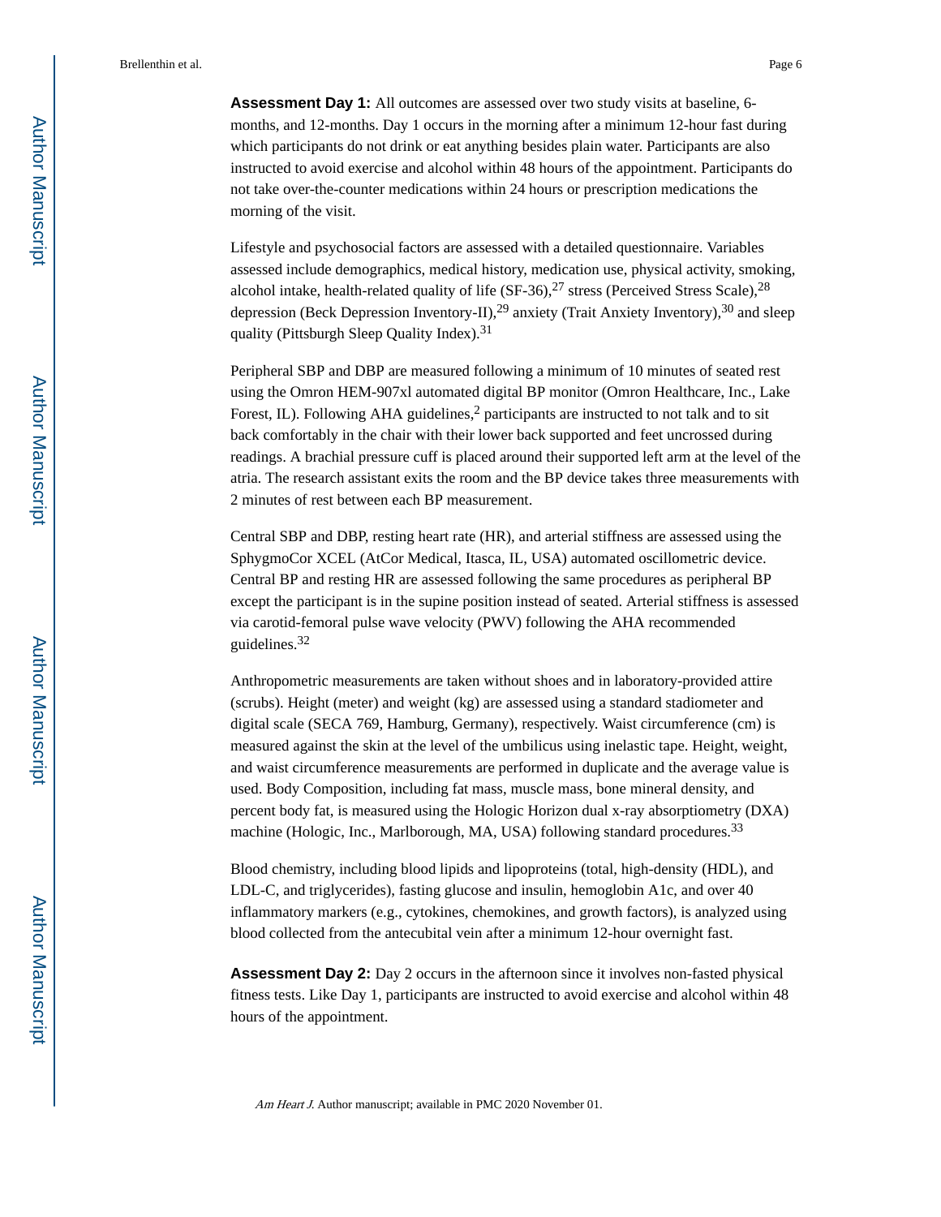**Assessment Day 1:** All outcomes are assessed over two study visits at baseline, 6-months, and 12-months. Day 1 occurs in the morning after a minimum 12-hour fast during which participants do not drink or eat anything besides plain water. Participants are also instructed to avoid exercise and alcohol within 48 hours of the appointment. Participants do not take over-the-counter medications within 24 hours or prescription medications the morning of the visit.

Lifestyle and psychosocial factors are assessed with a detailed questionnaire. Variables assessed include demographics, medical history, medication use, physical activity, smoking, alcohol intake, health-related quality of life (SF-36),[27] stress (Perceived Stress Scale),[28] depression (Beck Depression Inventory-II),[29] anxiety (Trait Anxiety Inventory),[30] and sleep quality (Pittsburgh Sleep Quality Index).[31]

Peripheral SBP and DBP are measured following a minimum of 10 minutes of seated rest using the Omron HEM-907xl automated digital BP monitor (Omron Healthcare, Inc., Lake Forest, IL). Following AHA guidelines,[2] participants are instructed to not talk and to sit back comfortably in the chair with their lower back supported and feet uncrossed during readings. A brachial pressure cuff is placed around their supported left arm at the level of the atria. The research assistant exits the room and the BP device takes three measurements with 2 minutes of rest between each BP measurement.

Central SBP and DBP, resting heart rate (HR), and arterial stiffness are assessed using the SphygmoCor XCEL (AtCor Medical, Itasca, IL, USA) automated oscillometric device. Central BP and resting HR are assessed following the same procedures as peripheral BP except the participant is in the supine position instead of seated. Arterial stiffness is assessed via carotid-femoral pulse wave velocity (PWV) following the AHA recommended guidelines.[32]

Anthropometric measurements are taken without shoes and in laboratory-provided attire (scrubs). Height (meter) and weight (kg) are assessed using a standard stadiometer and digital scale (SECA 769, Hamburg, Germany), respectively. Waist circumference (cm) is measured against the skin at the level of the umbilicus using inelastic tape. Height, weight, and waist circumference measurements are performed in duplicate and the average value is used. Body Composition, including fat mass, muscle mass, bone mineral density, and percent body fat, is measured using the Hologic Horizon dual x-ray absorptiometry (DXA) machine (Hologic, Inc., Marlborough, MA, USA) following standard procedures.[33]

Blood chemistry, including blood lipids and lipoproteins (total, high-density (HDL), and LDL-C, and triglycerides), fasting glucose and insulin, hemoglobin A1c, and over 40 inflammatory markers (e.g., cytokines, chemokines, and growth factors), is analyzed using blood collected from the antecubital vein after a minimum 12-hour overnight fast.

**Assessment Day 2:** Day 2 occurs in the afternoon since it involves non-fasted physical fitness tests. Like Day 1, participants are instructed to avoid exercise and alcohol within 48 hours of the appointment.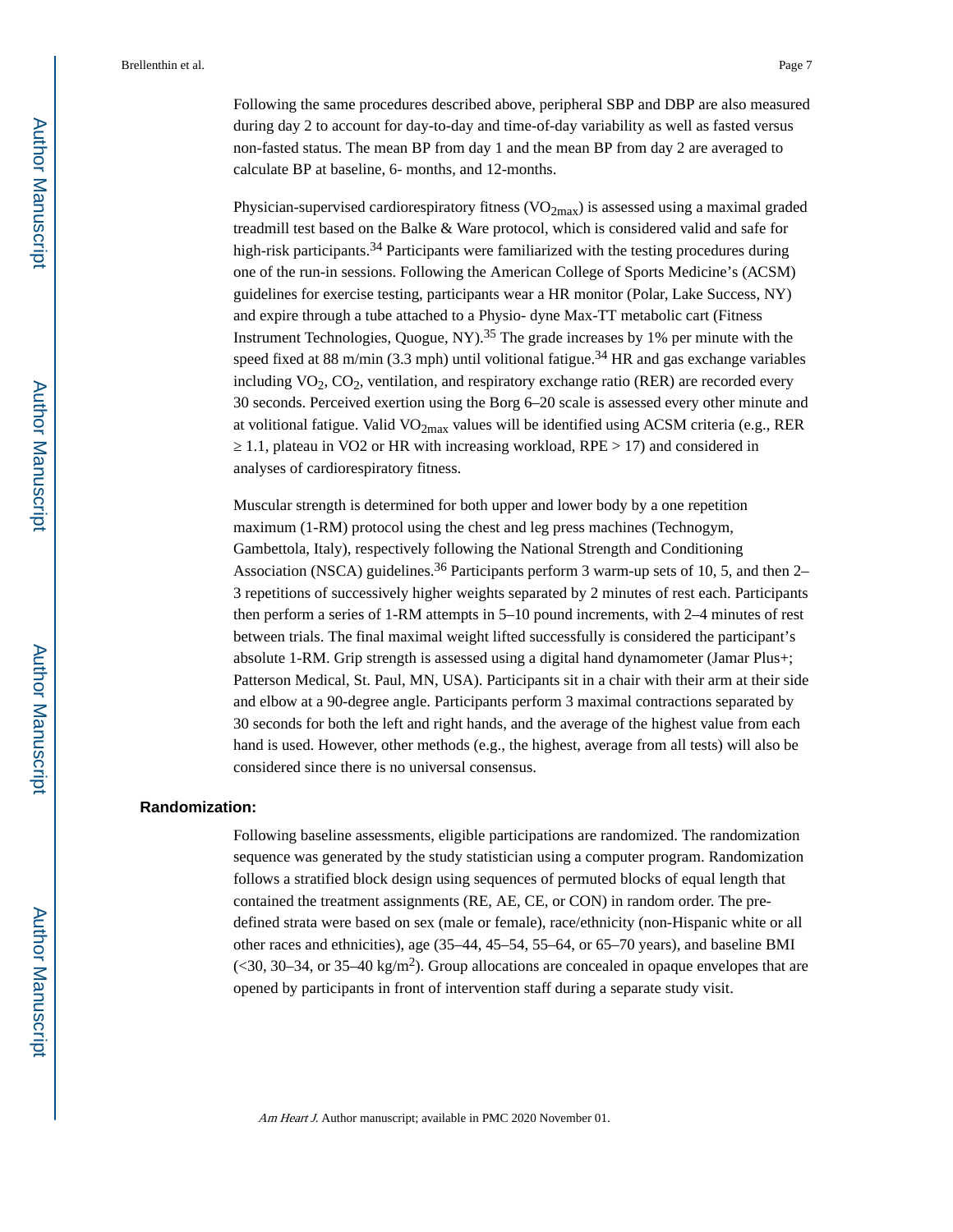Following the same procedures described above, peripheral SBP and DBP are also measured during day 2 to account for day-to-day and time-of-day variability as well as fasted versus non-fasted status. The mean BP from day 1 and the mean BP from day 2 are averaged to calculate BP at baseline, 6- months, and 12-months.

Physician-supervised cardiorespiratory fitness ($VO_{2max}$) is assessed using a maximal graded treadmill test based on the Balke & Ware protocol, which is considered valid and safe for high-risk participants.[34] Participants were familiarized with the testing procedures during one of the run-in sessions. Following the American College of Sports Medicine's (ACSM) guidelines for exercise testing, participants wear a HR monitor (Polar, Lake Success, NY) and expire through a tube attached to a Physio- dyne Max-TT metabolic cart (Fitness Instrument Technologies, Quogue, NY).[35] The grade increases by 1% per minute with the speed fixed at 88 m/min (3.3 mph) until volitional fatigue.[34] HR and gas exchange variables including $VO_2$, $CO_2$, ventilation, and respiratory exchange ratio (RER) are recorded every 30 seconds. Perceived exertion using the Borg 6–20 scale is assessed every other minute and at volitional fatigue. Valid $VO_{2max}$ values will be identified using ACSM criteria (e.g., RER $\geq 1.1$, plateau in VO2 or HR with increasing workload, RPE > 17) and considered in analyses of cardiorespiratory fitness.

Muscular strength is determined for both upper and lower body by a one repetition maximum (1-RM) protocol using the chest and leg press machines (Technogym, Gambettola, Italy), respectively following the National Strength and Conditioning Association (NSCA) guidelines.[36] Participants perform 3 warm-up sets of 10, 5, and then 2–3 repetitions of successively higher weights separated by 2 minutes of rest each. Participants then perform a series of 1-RM attempts in 5–10 pound increments, with 2–4 minutes of rest between trials. The final maximal weight lifted successfully is considered the participant's absolute 1-RM. Grip strength is assessed using a digital hand dynamometer (Jamar Plus+; Patterson Medical, St. Paul, MN, USA). Participants sit in a chair with their arm at their side and elbow at a 90-degree angle. Participants perform 3 maximal contractions separated by 30 seconds for both the left and right hands, and the average of the highest value from each hand is used. However, other methods (e.g., the highest, average from all tests) will also be considered since there is no universal consensus.

## Randomization:

Following baseline assessments, eligible participations are randomized. The randomization sequence was generated by the study statistician using a computer program. Randomization follows a stratified block design using sequences of permuted blocks of equal length that contained the treatment assignments (RE, AE, CE, or CON) in random order. The pre-defined strata were based on sex (male or female), race/ethnicity (non-Hispanic white or all other races and ethnicities), age (35–44, 45–54, 55–64, or 65–70 years), and baseline BMI (<30, 30–34, or 35–40 kg/$m^2$). Group allocations are concealed in opaque envelopes that are opened by participants in front of intervention staff during a separate study visit.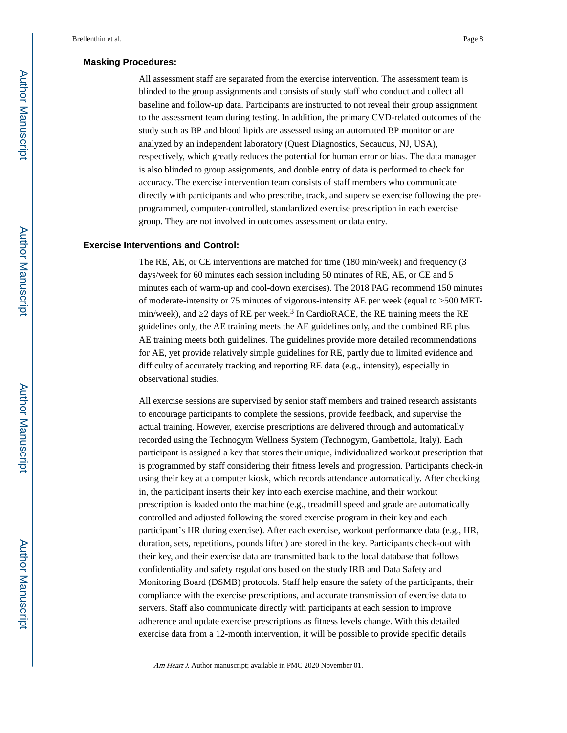### Masking Procedures:

All assessment staff are separated from the exercise intervention. The assessment team is blinded to the group assignments and consists of study staff who conduct and collect all baseline and follow-up data. Participants are instructed to not reveal their group assignment to the assessment team during testing. In addition, the primary CVD-related outcomes of the study such as BP and blood lipids are assessed using an automated BP monitor or are analyzed by an independent laboratory (Quest Diagnostics, Secaucus, NJ, USA), respectively, which greatly reduces the potential for human error or bias. The data manager is also blinded to group assignments, and double entry of data is performed to check for accuracy. The exercise intervention team consists of staff members who communicate directly with participants and who prescribe, track, and supervise exercise following the pre-programmed, computer-controlled, standardized exercise prescription in each exercise group. They are not involved in outcomes assessment or data entry.

### Exercise Interventions and Control:

The RE, AE, or CE interventions are matched for time (180 min/week) and frequency (3 days/week for 60 minutes each session including 50 minutes of RE, AE, or CE and 5 minutes each of warm-up and cool-down exercises). The 2018 PAG recommend 150 minutes of moderate-intensity or 75 minutes of vigorous-intensity AE per week (equal to ≥500 MET-min/week), and ≥2 days of RE per week.[3] In CardioRACE, the RE training meets the RE guidelines only, the AE training meets the AE guidelines only, and the combined RE plus AE training meets both guidelines. The guidelines provide more detailed recommendations for AE, yet provide relatively simple guidelines for RE, partly due to limited evidence and difficulty of accurately tracking and reporting RE data (e.g., intensity), especially in observational studies.

All exercise sessions are supervised by senior staff members and trained research assistants to encourage participants to complete the sessions, provide feedback, and supervise the actual training. However, exercise prescriptions are delivered through and automatically recorded using the Technogym Wellness System (Technogym, Gambettola, Italy). Each participant is assigned a key that stores their unique, individualized workout prescription that is programmed by staff considering their fitness levels and progression. Participants check-in using their key at a computer kiosk, which records attendance automatically. After checking in, the participant inserts their key into each exercise machine, and their workout prescription is loaded onto the machine (e.g., treadmill speed and grade are automatically controlled and adjusted following the stored exercise program in their key and each participant's HR during exercise). After each exercise, workout performance data (e.g., HR, duration, sets, repetitions, pounds lifted) are stored in the key. Participants check-out with their key, and their exercise data are transmitted back to the local database that follows confidentiality and safety regulations based on the study IRB and Data Safety and Monitoring Board (DSMB) protocols. Staff help ensure the safety of the participants, their compliance with the exercise prescriptions, and accurate transmission of exercise data to servers. Staff also communicate directly with participants at each session to improve adherence and update exercise prescriptions as fitness levels change. With this detailed exercise data from a 12-month intervention, it will be possible to provide specific details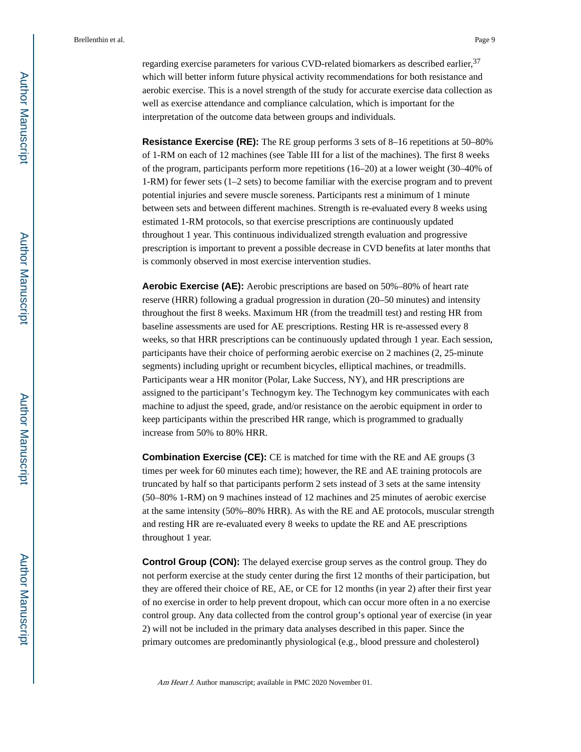regarding exercise parameters for various CVD-related biomarkers as described earlier,[37] which will better inform future physical activity recommendations for both resistance and aerobic exercise. This is a novel strength of the study for accurate exercise data collection as well as exercise attendance and compliance calculation, which is important for the interpretation of the outcome data between groups and individuals.

**Resistance Exercise (RE):** The RE group performs 3 sets of 8–16 repetitions at 50–80% of 1-RM on each of 12 machines (see Table III for a list of the machines). The first 8 weeks of the program, participants perform more repetitions (16–20) at a lower weight (30–40% of 1-RM) for fewer sets (1–2 sets) to become familiar with the exercise program and to prevent potential injuries and severe muscle soreness. Participants rest a minimum of 1 minute between sets and between different machines. Strength is re-evaluated every 8 weeks using estimated 1-RM protocols, so that exercise prescriptions are continuously updated throughout 1 year. This continuous individualized strength evaluation and progressive prescription is important to prevent a possible decrease in CVD benefits at later months that is commonly observed in most exercise intervention studies.

**Aerobic Exercise (AE):** Aerobic prescriptions are based on 50%–80% of heart rate reserve (HRR) following a gradual progression in duration (20–50 minutes) and intensity throughout the first 8 weeks. Maximum HR (from the treadmill test) and resting HR from baseline assessments are used for AE prescriptions. Resting HR is re-assessed every 8 weeks, so that HRR prescriptions can be continuously updated through 1 year. Each session, participants have their choice of performing aerobic exercise on 2 machines (2, 25-minute segments) including upright or recumbent bicycles, elliptical machines, or treadmills. Participants wear a HR monitor (Polar, Lake Success, NY), and HR prescriptions are assigned to the participant's Technogym key. The Technogym key communicates with each machine to adjust the speed, grade, and/or resistance on the aerobic equipment in order to keep participants within the prescribed HR range, which is programmed to gradually increase from 50% to 80% HRR.

**Combination Exercise (CE):** CE is matched for time with the RE and AE groups (3 times per week for 60 minutes each time); however, the RE and AE training protocols are truncated by half so that participants perform 2 sets instead of 3 sets at the same intensity (50–80% 1-RM) on 9 machines instead of 12 machines and 25 minutes of aerobic exercise at the same intensity (50%–80% HRR). As with the RE and AE protocols, muscular strength and resting HR are re-evaluated every 8 weeks to update the RE and AE prescriptions throughout 1 year.

**Control Group (CON):** The delayed exercise group serves as the control group. They do not perform exercise at the study center during the first 12 months of their participation, but they are offered their choice of RE, AE, or CE for 12 months (in year 2) after their first year of no exercise in order to help prevent dropout, which can occur more often in a no exercise control group. Any data collected from the control group's optional year of exercise (in year 2) will not be included in the primary data analyses described in this paper. Since the primary outcomes are predominantly physiological (e.g., blood pressure and cholesterol)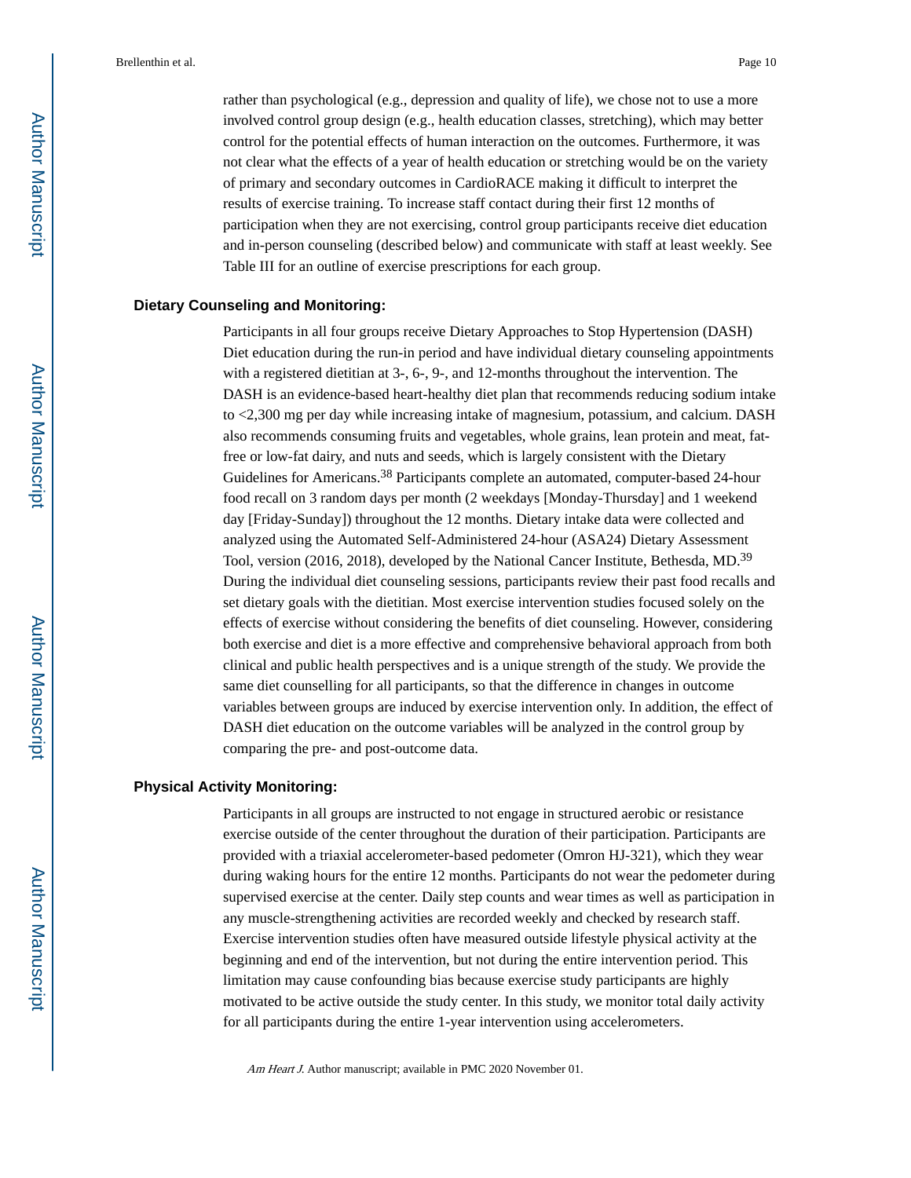rather than psychological (e.g., depression and quality of life), we chose not to use a more involved control group design (e.g., health education classes, stretching), which may better control for the potential effects of human interaction on the outcomes. Furthermore, it was not clear what the effects of a year of health education or stretching would be on the variety of primary and secondary outcomes in CardioRACE making it difficult to interpret the results of exercise training. To increase staff contact during their first 12 months of participation when they are not exercising, control group participants receive diet education and in-person counseling (described below) and communicate with staff at least weekly. See Table III for an outline of exercise prescriptions for each group.

### Dietary Counseling and Monitoring:

Participants in all four groups receive Dietary Approaches to Stop Hypertension (DASH) Diet education during the run-in period and have individual dietary counseling appointments with a registered dietitian at 3-, 6-, 9-, and 12-months throughout the intervention. The DASH is an evidence-based heart-healthy diet plan that recommends reducing sodium intake to <2,300 mg per day while increasing intake of magnesium, potassium, and calcium. DASH also recommends consuming fruits and vegetables, whole grains, lean protein and meat, fat-free or low-fat dairy, and nuts and seeds, which is largely consistent with the Dietary Guidelines for Americans.[38] Participants complete an automated, computer-based 24-hour food recall on 3 random days per month (2 weekdays [Monday-Thursday] and 1 weekend day [Friday-Sunday]) throughout the 12 months. Dietary intake data were collected and analyzed using the Automated Self-Administered 24-hour (ASA24) Dietary Assessment Tool, version (2016, 2018), developed by the National Cancer Institute, Bethesda, MD.[39] During the individual diet counseling sessions, participants review their past food recalls and set dietary goals with the dietitian. Most exercise intervention studies focused solely on the effects of exercise without considering the benefits of diet counseling. However, considering both exercise and diet is a more effective and comprehensive behavioral approach from both clinical and public health perspectives and is a unique strength of the study. We provide the same diet counselling for all participants, so that the difference in changes in outcome variables between groups are induced by exercise intervention only. In addition, the effect of DASH diet education on the outcome variables will be analyzed in the control group by comparing the pre- and post-outcome data.

### Physical Activity Monitoring:

Participants in all groups are instructed to not engage in structured aerobic or resistance exercise outside of the center throughout the duration of their participation. Participants are provided with a triaxial accelerometer-based pedometer (Omron HJ-321), which they wear during waking hours for the entire 12 months. Participants do not wear the pedometer during supervised exercise at the center. Daily step counts and wear times as well as participation in any muscle-strengthening activities are recorded weekly and checked by research staff. Exercise intervention studies often have measured outside lifestyle physical activity at the beginning and end of the intervention, but not during the entire intervention period. This limitation may cause confounding bias because exercise study participants are highly motivated to be active outside the study center. In this study, we monitor total daily activity for all participants during the entire 1-year intervention using accelerometers.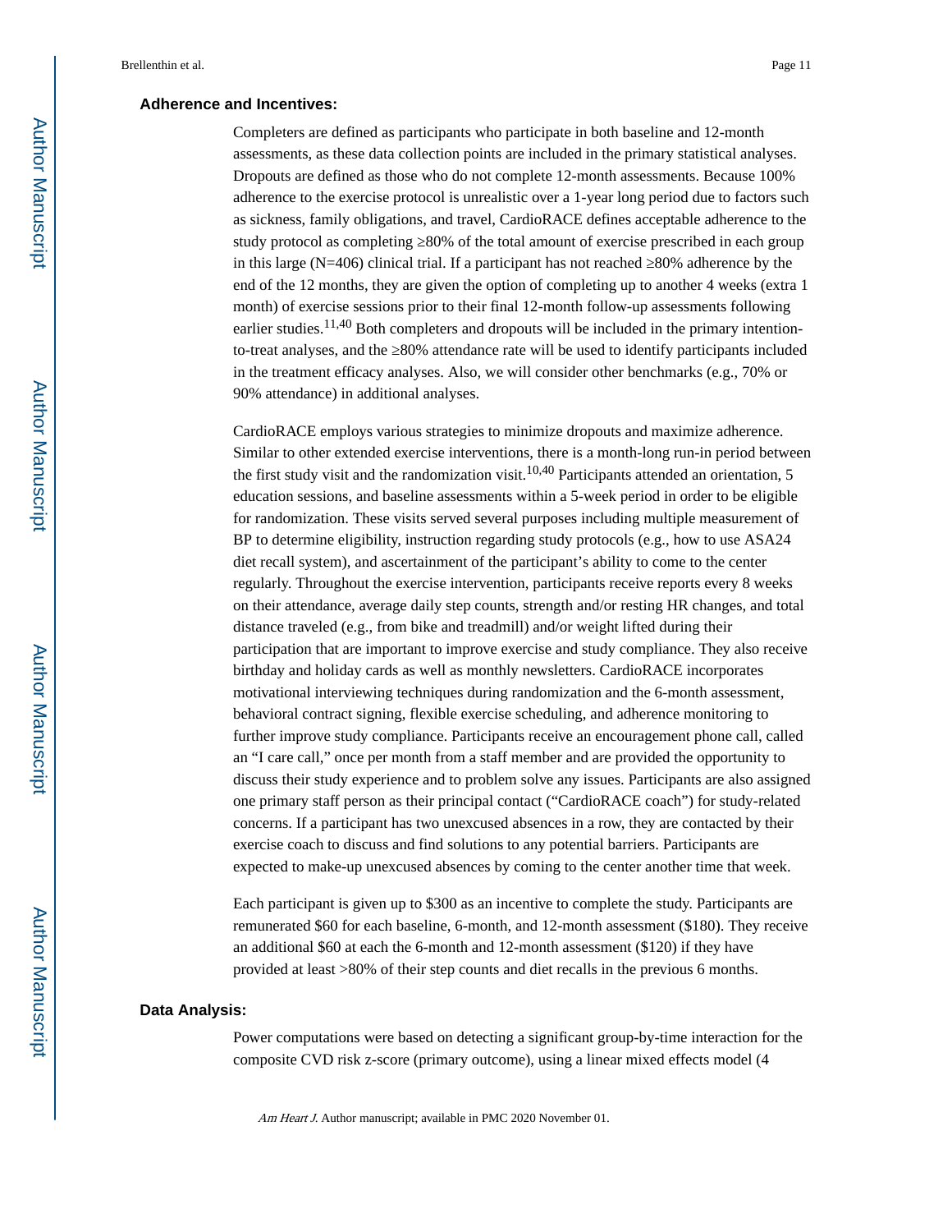### Adherence and Incentives:

Completers are defined as participants who participate in both baseline and 12-month assessments, as these data collection points are included in the primary statistical analyses. Dropouts are defined as those who do not complete 12-month assessments. Because 100% adherence to the exercise protocol is unrealistic over a 1-year long period due to factors such as sickness, family obligations, and travel, CardioRACE defines acceptable adherence to the study protocol as completing ≥80% of the total amount of exercise prescribed in each group in this large (N=406) clinical trial. If a participant has not reached ≥80% adherence by the end of the 12 months, they are given the option of completing up to another 4 weeks (extra 1 month) of exercise sessions prior to their final 12-month follow-up assessments following earlier studies.[11,40] Both completers and dropouts will be included in the primary intention-to-treat analyses, and the ≥80% attendance rate will be used to identify participants included in the treatment efficacy analyses. Also, we will consider other benchmarks (e.g., 70% or 90% attendance) in additional analyses.

CardioRACE employs various strategies to minimize dropouts and maximize adherence. Similar to other extended exercise interventions, there is a month-long run-in period between the first study visit and the randomization visit.[10,40] Participants attended an orientation, 5 education sessions, and baseline assessments within a 5-week period in order to be eligible for randomization. These visits served several purposes including multiple measurement of BP to determine eligibility, instruction regarding study protocols (e.g., how to use ASA24 diet recall system), and ascertainment of the participant's ability to come to the center regularly. Throughout the exercise intervention, participants receive reports every 8 weeks on their attendance, average daily step counts, strength and/or resting HR changes, and total distance traveled (e.g., from bike and treadmill) and/or weight lifted during their participation that are important to improve exercise and study compliance. They also receive birthday and holiday cards as well as monthly newsletters. CardioRACE incorporates motivational interviewing techniques during randomization and the 6-month assessment, behavioral contract signing, flexible exercise scheduling, and adherence monitoring to further improve study compliance. Participants receive an encouragement phone call, called an "I care call," once per month from a staff member and are provided the opportunity to discuss their study experience and to problem solve any issues. Participants are also assigned one primary staff person as their principal contact ("CardioRACE coach") for study-related concerns. If a participant has two unexcused absences in a row, they are contacted by their exercise coach to discuss and find solutions to any potential barriers. Participants are expected to make-up unexcused absences by coming to the center another time that week.

Each participant is given up to $300 as an incentive to complete the study. Participants are remunerated $60 for each baseline, 6-month, and 12-month assessment ($180). They receive an additional $60 at each the 6-month and 12-month assessment ($120) if they have provided at least >80% of their step counts and diet recalls in the previous 6 months.

### Data Analysis:

Power computations were based on detecting a significant group-by-time interaction for the composite CVD risk z-score (primary outcome), using a linear mixed effects model (4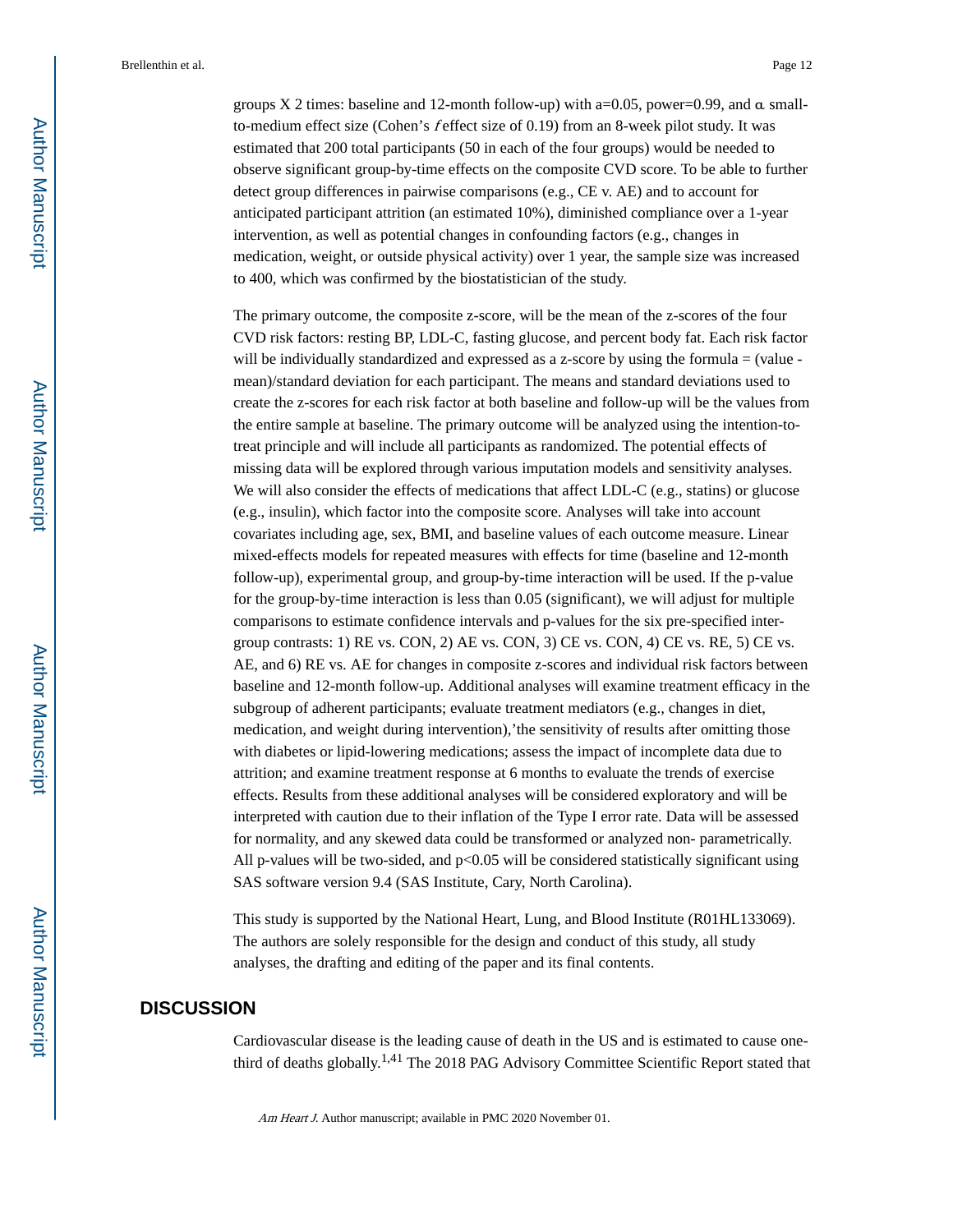groups X 2 times: baseline and 12-month follow-up) with a=0.05, power=0.99, and α small-to-medium effect size (Cohen's *f* effect size of 0.19) from an 8-week pilot study. It was estimated that 200 total participants (50 in each of the four groups) would be needed to observe significant group-by-time effects on the composite CVD score. To be able to further detect group differences in pairwise comparisons (e.g., CE v. AE) and to account for anticipated participant attrition (an estimated 10%), diminished compliance over a 1-year intervention, as well as potential changes in confounding factors (e.g., changes in medication, weight, or outside physical activity) over 1 year, the sample size was increased to 400, which was confirmed by the biostatistician of the study.

The primary outcome, the composite z-score, will be the mean of the z-scores of the four CVD risk factors: resting BP, LDL-C, fasting glucose, and percent body fat. Each risk factor will be individually standardized and expressed as a z-score by using the formula = (value - mean)/standard deviation for each participant. The means and standard deviations used to create the z-scores for each risk factor at both baseline and follow-up will be the values from the entire sample at baseline. The primary outcome will be analyzed using the intention-to-treat principle and will include all participants as randomized. The potential effects of missing data will be explored through various imputation models and sensitivity analyses. We will also consider the effects of medications that affect LDL-C (e.g., statins) or glucose (e.g., insulin), which factor into the composite score. Analyses will take into account covariates including age, sex, BMI, and baseline values of each outcome measure. Linear mixed-effects models for repeated measures with effects for time (baseline and 12-month follow-up), experimental group, and group-by-time interaction will be used. If the p-value for the group-by-time interaction is less than 0.05 (significant), we will adjust for multiple comparisons to estimate confidence intervals and p-values for the six pre-specified inter-group contrasts: 1) RE vs. CON, 2) AE vs. CON, 3) CE vs. CON, 4) CE vs. RE, 5) CE vs. AE, and 6) RE vs. AE for changes in composite z-scores and individual risk factors between baseline and 12-month follow-up. Additional analyses will examine treatment efficacy in the subgroup of adherent participants; evaluate treatment mediators (e.g., changes in diet, medication, and weight during intervention),'the sensitivity of results after omitting those with diabetes or lipid-lowering medications; assess the impact of incomplete data due to attrition; and examine treatment response at 6 months to evaluate the trends of exercise effects. Results from these additional analyses will be considered exploratory and will be interpreted with caution due to their inflation of the Type I error rate. Data will be assessed for normality, and any skewed data could be transformed or analyzed non- parametrically. All p-values will be two-sided, and $p<0.05$ will be considered statistically significant using SAS software version 9.4 (SAS Institute, Cary, North Carolina).

This study is supported by the National Heart, Lung, and Blood Institute (R01HL133069). The authors are solely responsible for the design and conduct of this study, all study analyses, the drafting and editing of the paper and its final contents.

## DISCUSSION

Cardiovascular disease is the leading cause of death in the US and is estimated to cause one-third of deaths globally.[1,41] The 2018 PAG Advisory Committee Scientific Report stated that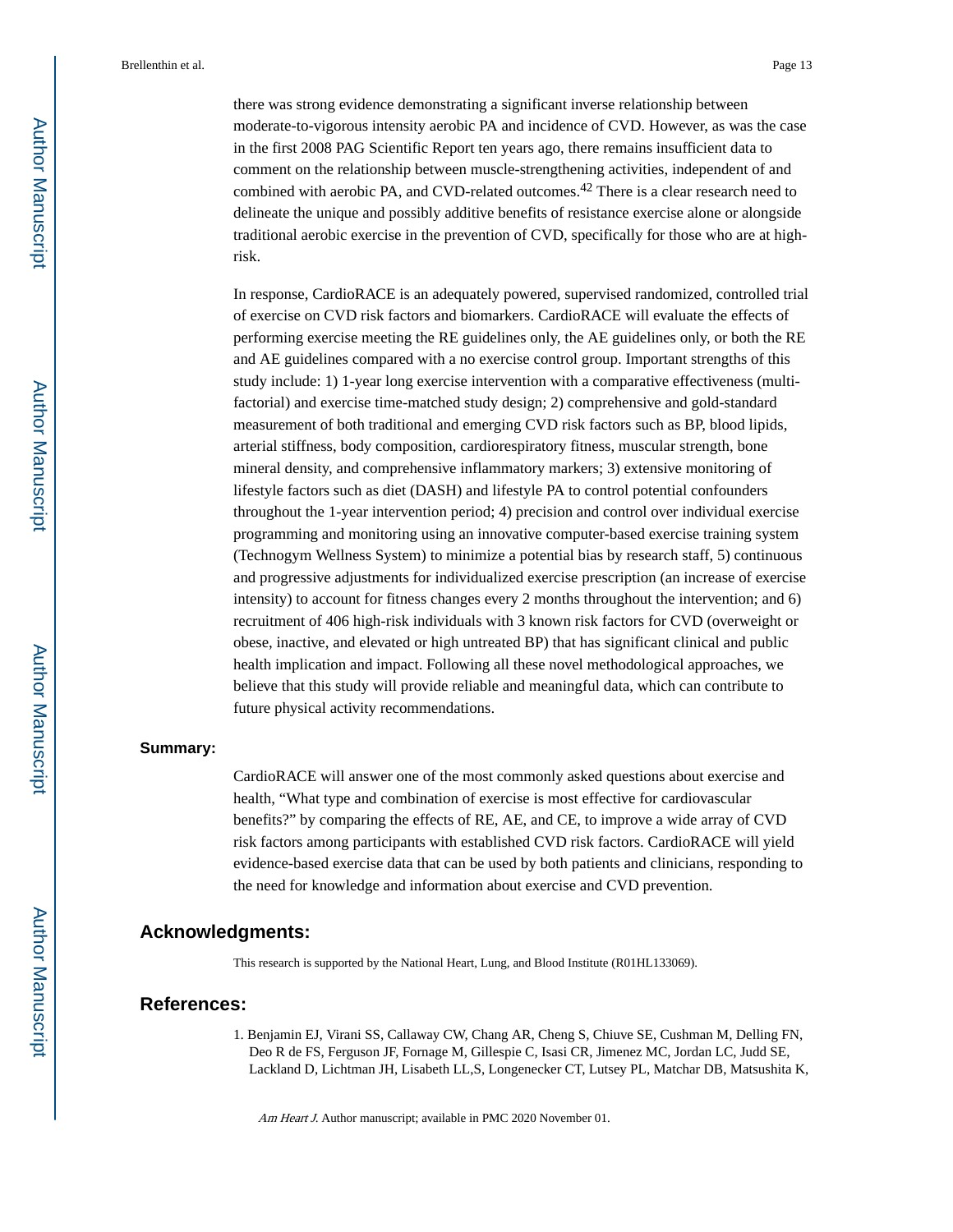there was strong evidence demonstrating a significant inverse relationship between moderate-to-vigorous intensity aerobic PA and incidence of CVD. However, as was the case in the first 2008 PAG Scientific Report ten years ago, there remains insufficient data to comment on the relationship between muscle-strengthening activities, independent of and combined with aerobic PA, and CVD-related outcomes.[42] There is a clear research need to delineate the unique and possibly additive benefits of resistance exercise alone or alongside traditional aerobic exercise in the prevention of CVD, specifically for those who are at high-risk.

In response, CardioRACE is an adequately powered, supervised randomized, controlled trial of exercise on CVD risk factors and biomarkers. CardioRACE will evaluate the effects of performing exercise meeting the RE guidelines only, the AE guidelines only, or both the RE and AE guidelines compared with a no exercise control group. Important strengths of this study include: 1) 1-year long exercise intervention with a comparative effectiveness (multi-factorial) and exercise time-matched study design; 2) comprehensive and gold-standard measurement of both traditional and emerging CVD risk factors such as BP, blood lipids, arterial stiffness, body composition, cardiorespiratory fitness, muscular strength, bone mineral density, and comprehensive inflammatory markers; 3) extensive monitoring of lifestyle factors such as diet (DASH) and lifestyle PA to control potential confounders throughout the 1-year intervention period; 4) precision and control over individual exercise programming and monitoring using an innovative computer-based exercise training system (Technogym Wellness System) to minimize a potential bias by research staff, 5) continuous and progressive adjustments for individualized exercise prescription (an increase of exercise intensity) to account for fitness changes every 2 months throughout the intervention; and 6) recruitment of 406 high-risk individuals with 3 known risk factors for CVD (overweight or obese, inactive, and elevated or high untreated BP) that has significant clinical and public health implication and impact. Following all these novel methodological approaches, we believe that this study will provide reliable and meaningful data, which can contribute to future physical activity recommendations.

### Summary:

CardioRACE will answer one of the most commonly asked questions about exercise and health, "What type and combination of exercise is most effective for cardiovascular benefits?" by comparing the effects of RE, AE, and CE, to improve a wide array of CVD risk factors among participants with established CVD risk factors. CardioRACE will yield evidence-based exercise data that can be used by both patients and clinicians, responding to the need for knowledge and information about exercise and CVD prevention.

## Acknowledgments:

This research is supported by the National Heart, Lung, and Blood Institute (R01HL133069).

## References:

1. Benjamin EJ, Virani SS, Callaway CW, Chang AR, Cheng S, Chiuve SE, Cushman M, Delling FN, Deo R de FS, Ferguson JF, Fornage M, Gillespie C, Isasi CR, Jimenez MC, Jordan LC, Judd SE, Lackland D, Lichtman JH, Lisabeth LL,S, Longenecker CT, Lutsey PL, Matchar DB, Matsushita K,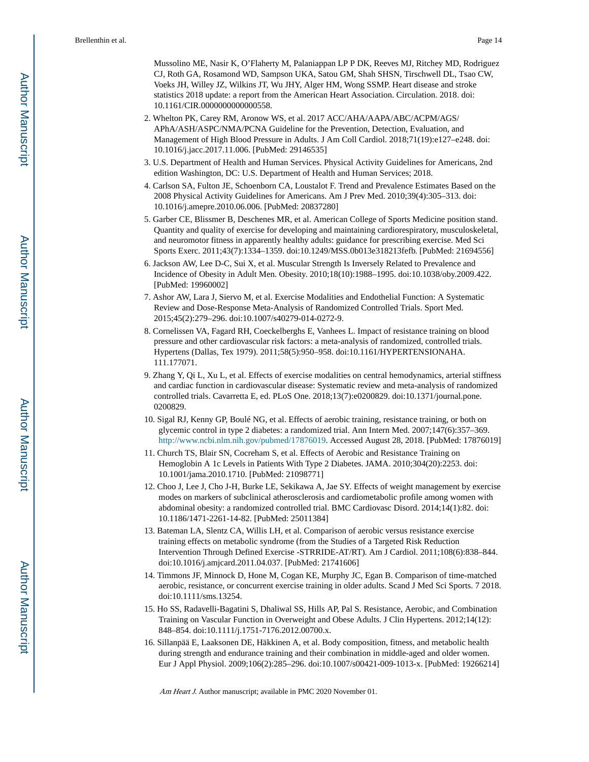Mussolino ME, Nasir K, O'Flaherty M, Palaniappan LP P DK, Reeves MJ, Ritchey MD, Rodriguez CJ, Roth GA, Rosamond WD, Sampson UKA, Satou GM, Shah SHSN, Tirschwell DL, Tsao CW, Voeks JH, Willey JZ, Wilkins JT, Wu JHY, Alger HM, Wong SSMP. Heart disease and stroke statistics 2018 update: a report from the American Heart Association. Circulation. 2018. doi: 10.1161/CIR.0000000000000558.

2. Whelton PK, Carey RM, Aronow WS, et al. 2017 ACC/AHA/AAPA/ABC/ACPM/AGS/APhA/ASH/ASPC/NMA/PCNA Guideline for the Prevention, Detection, Evaluation, and Management of High Blood Pressure in Adults. J Am Coll Cardiol. 2018;71(19):e127–e248. doi: 10.1016/j.jacc.2017.11.006. [PubMed: 29146535]

3. U.S. Department of Health and Human Services. Physical Activity Guidelines for Americans, 2nd edition Washington, DC: U.S. Department of Health and Human Services; 2018.

4. Carlson SA, Fulton JE, Schoenborn CA, Loustalot F. Trend and Prevalence Estimates Based on the 2008 Physical Activity Guidelines for Americans. Am J Prev Med. 2010;39(4):305–313. doi: 10.1016/j.amepre.2010.06.006. [PubMed: 20837280]

5. Garber CE, Blissmer B, Deschenes MR, et al. American College of Sports Medicine position stand. Quantity and quality of exercise for developing and maintaining cardiorespiratory, musculoskeletal, and neuromotor fitness in apparently healthy adults: guidance for prescribing exercise. Med Sci Sports Exerc. 2011;43(7):1334–1359. doi:10.1249/MSS.0b013e318213fefb. [PubMed: 21694556]

6. Jackson AW, Lee D-C, Sui X, et al. Muscular Strength Is Inversely Related to Prevalence and Incidence of Obesity in Adult Men. Obesity. 2010;18(10):1988–1995. doi:10.1038/oby.2009.422. [PubMed: 19960002]

7. Ashor AW, Lara J, Siervo M, et al. Exercise Modalities and Endothelial Function: A Systematic Review and Dose-Response Meta-Analysis of Randomized Controlled Trials. Sport Med. 2015;45(2):279–296. doi:10.1007/s40279-014-0272-9.

8. Cornelissen VA, Fagard RH, Coeckelberghs E, Vanhees L. Impact of resistance training on blood pressure and other cardiovascular risk factors: a meta-analysis of randomized, controlled trials. Hypertens (Dallas, Tex 1979). 2011;58(5):950–958. doi:10.1161/HYPERTENSIONAHA.111.177071.

9. Zhang Y, Qi L, Xu L, et al. Effects of exercise modalities on central hemodynamics, arterial stiffness and cardiac function in cardiovascular disease: Systematic review and meta-analysis of randomized controlled trials. Cavarretta E, ed. PLoS One. 2018;13(7):e0200829. doi:10.1371/journal.pone.0200829.

10. Sigal RJ, Kenny GP, Boulé NG, et al. Effects of aerobic training, resistance training, or both on glycemic control in type 2 diabetes: a randomized trial. Ann Intern Med. 2007;147(6):357–369. http://www.ncbi.nlm.nih.gov/pubmed/17876019. Accessed August 28, 2018. [PubMed: 17876019]

11. Church TS, Blair SN, Cocreham S, et al. Effects of Aerobic and Resistance Training on Hemoglobin A 1c Levels in Patients With Type 2 Diabetes. JAMA. 2010;304(20):2253. doi: 10.1001/jama.2010.1710. [PubMed: 21098771]

12. Choo J, Lee J, Cho J-H, Burke LE, Sekikawa A, Jae SY. Effects of weight management by exercise modes on markers of subclinical atherosclerosis and cardiometabolic profile among women with abdominal obesity: a randomized controlled trial. BMC Cardiovasc Disord. 2014;14(1):82. doi: 10.1186/1471-2261-14-82. [PubMed: 25011384]

13. Bateman LA, Slentz CA, Willis LH, et al. Comparison of aerobic versus resistance exercise training effects on metabolic syndrome (from the Studies of a Targeted Risk Reduction Intervention Through Defined Exercise -STRRIDE-AT/RT). Am J Cardiol. 2011;108(6):838–844. doi:10.1016/j.amjcard.2011.04.037. [PubMed: 21741606]

14. Timmons JF, Minnock D, Hone M, Cogan KE, Murphy JC, Egan B. Comparison of time-matched aerobic, resistance, or concurrent exercise training in older adults. Scand J Med Sci Sports. 7 2018. doi:10.1111/sms.13254.

15. Ho SS, Radavelli-Bagatini S, Dhaliwal SS, Hills AP, Pal S. Resistance, Aerobic, and Combination Training on Vascular Function in Overweight and Obese Adults. J Clin Hypertens. 2012;14(12):848–854. doi:10.1111/j.1751-7176.2012.00700.x.

16. Sillanpää E, Laaksonen DE, Häkkinen A, et al. Body composition, fitness, and metabolic health during strength and endurance training and their combination in middle-aged and older women. Eur J Appl Physiol. 2009;106(2):285–296. doi:10.1007/s00421-009-1013-x. [PubMed: 19266214]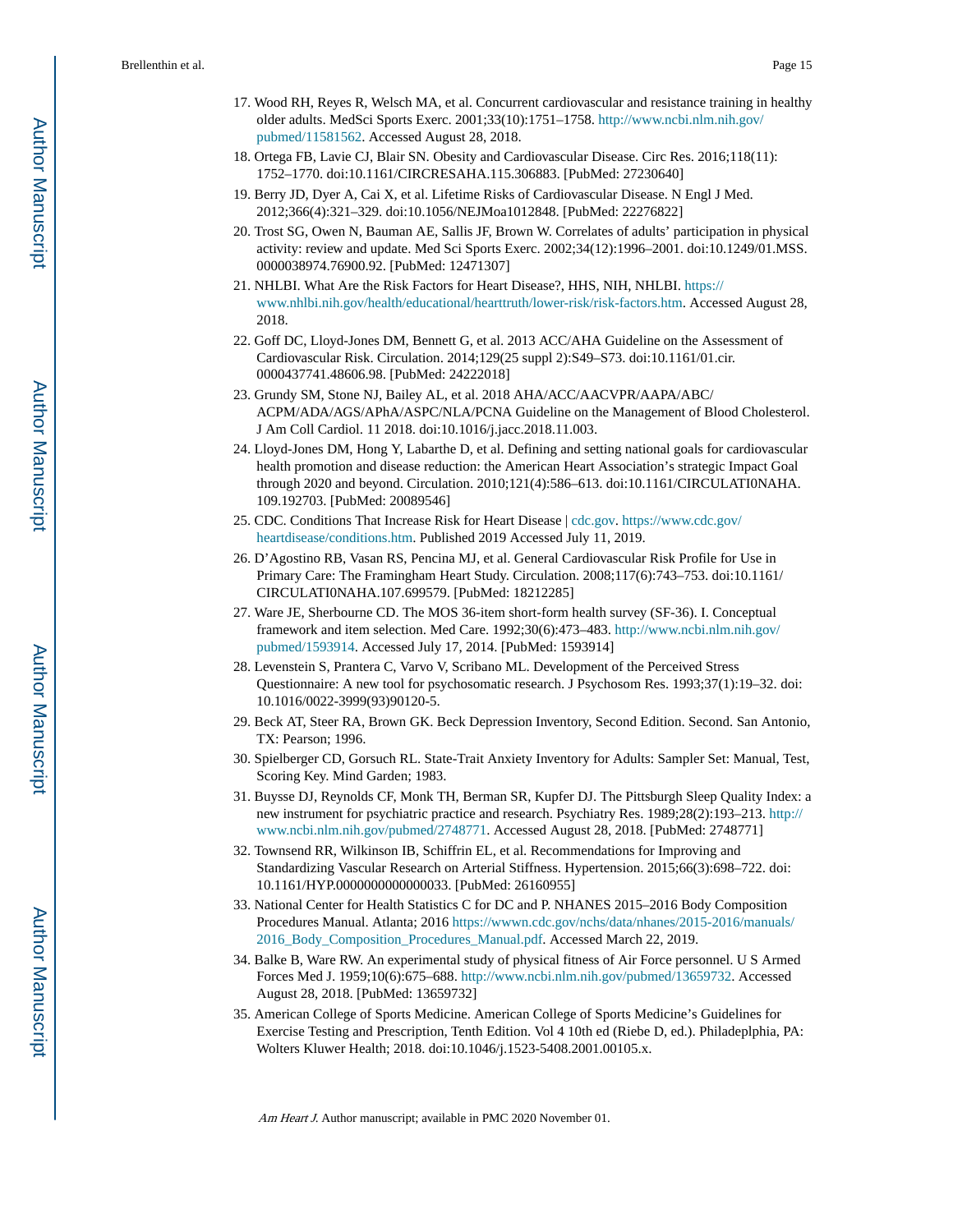17. Wood RH, Reyes R, Welsch MA, et al. Concurrent cardiovascular and resistance training in healthy older adults. MedSci Sports Exerc. 2001;33(10):1751–1758. http://www.ncbi.nlm.nih.gov/pubmed/11581562. Accessed August 28, 2018.
18. Ortega FB, Lavie CJ, Blair SN. Obesity and Cardiovascular Disease. Circ Res. 2016;118(11): 1752–1770. doi:10.1161/CIRCRESAHA.115.306883. [PubMed: 27230640]
19. Berry JD, Dyer A, Cai X, et al. Lifetime Risks of Cardiovascular Disease. N Engl J Med. 2012;366(4):321–329. doi:10.1056/NEJMoa1012848. [PubMed: 22276822]
20. Trost SG, Owen N, Bauman AE, Sallis JF, Brown W. Correlates of adults' participation in physical activity: review and update. Med Sci Sports Exerc. 2002;34(12):1996–2001. doi:10.1249/01.MSS.0000038974.76900.92. [PubMed: 12471307]
21. NHLBI. What Are the Risk Factors for Heart Disease?, HHS, NIH, NHLBI. https://www.nhlbi.nih.gov/health/educational/hearttruth/lower-risk/risk-factors.htm. Accessed August 28, 2018.
22. Goff DC, Lloyd-Jones DM, Bennett G, et al. 2013 ACC/AHA Guideline on the Assessment of Cardiovascular Risk. Circulation. 2014;129(25 suppl 2):S49–S73. doi:10.1161/01.cir.0000437741.48606.98. [PubMed: 24222018]
23. Grundy SM, Stone NJ, Bailey AL, et al. 2018 AHA/ACC/AACVPR/AAPA/ABC/ACPM/ADA/AGS/APhA/ASPC/NLA/PCNA Guideline on the Management of Blood Cholesterol. J Am Coll Cardiol. 11 2018. doi:10.1016/j.jacc.2018.11.003.
24. Lloyd-Jones DM, Hong Y, Labarthe D, et al. Defining and setting national goals for cardiovascular health promotion and disease reduction: the American Heart Association's strategic Impact Goal through 2020 and beyond. Circulation. 2010;121(4):586–613. doi:10.1161/CIRCULATI0NAHA.109.192703. [PubMed: 20089546]
25. CDC. Conditions That Increase Risk for Heart Disease | cdc.gov. https://www.cdc.gov/heartdisease/conditions.htm. Published 2019 Accessed July 11, 2019.
26. D'Agostino RB, Vasan RS, Pencina MJ, et al. General Cardiovascular Risk Profile for Use in Primary Care: The Framingham Heart Study. Circulation. 2008;117(6):743–753. doi:10.1161/CIRCULATI0NAHA.107.699579. [PubMed: 18212285]
27. Ware JE, Sherbourne CD. The MOS 36-item short-form health survey (SF-36). I. Conceptual framework and item selection. Med Care. 1992;30(6):473–483. http://www.ncbi.nlm.nih.gov/pubmed/1593914. Accessed July 17, 2014. [PubMed: 1593914]
28. Levenstein S, Prantera C, Varvo V, Scribano ML. Development of the Perceived Stress Questionnaire: A new tool for psychosomatic research. J Psychosom Res. 1993;37(1):19–32. doi:10.1016/0022-3999(93)90120-5.
29. Beck AT, Steer RA, Brown GK. Beck Depression Inventory, Second Edition. Second. San Antonio, TX: Pearson; 1996.
30. Spielberger CD, Gorsuch RL. State-Trait Anxiety Inventory for Adults: Sampler Set: Manual, Test, Scoring Key. Mind Garden; 1983.
31. Buysse DJ, Reynolds CF, Monk TH, Berman SR, Kupfer DJ. The Pittsburgh Sleep Quality Index: a new instrument for psychiatric practice and research. Psychiatry Res. 1989;28(2):193–213. http://www.ncbi.nlm.nih.gov/pubmed/2748771. Accessed August 28, 2018. [PubMed: 2748771]
32. Townsend RR, Wilkinson IB, Schiffrin EL, et al. Recommendations for Improving and Standardizing Vascular Research on Arterial Stiffness. Hypertension. 2015;66(3):698–722. doi:10.1161/HYP.0000000000000033. [PubMed: 26160955]
33. National Center for Health Statistics C for DC and P. NHANES 2015–2016 Body Composition Procedures Manual. Atlanta; 2016 https://wwwn.cdc.gov/nchs/data/nhanes/2015-2016/manuals/2016_Body_Composition_Procedures_Manual.pdf. Accessed March 22, 2019.
34. Balke B, Ware RW. An experimental study of physical fitness of Air Force personnel. U S Armed Forces Med J. 1959;10(6):675–688. http://www.ncbi.nlm.nih.gov/pubmed/13659732. Accessed August 28, 2018. [PubMed: 13659732]
35. American College of Sports Medicine. American College of Sports Medicine's Guidelines for Exercise Testing and Prescription, Tenth Edition. Vol 4 10th ed (Riebe D, ed.). Philadeplphia, PA: Wolters Kluwer Health; 2018. doi:10.1046/j.1523-5408.2001.00105.x.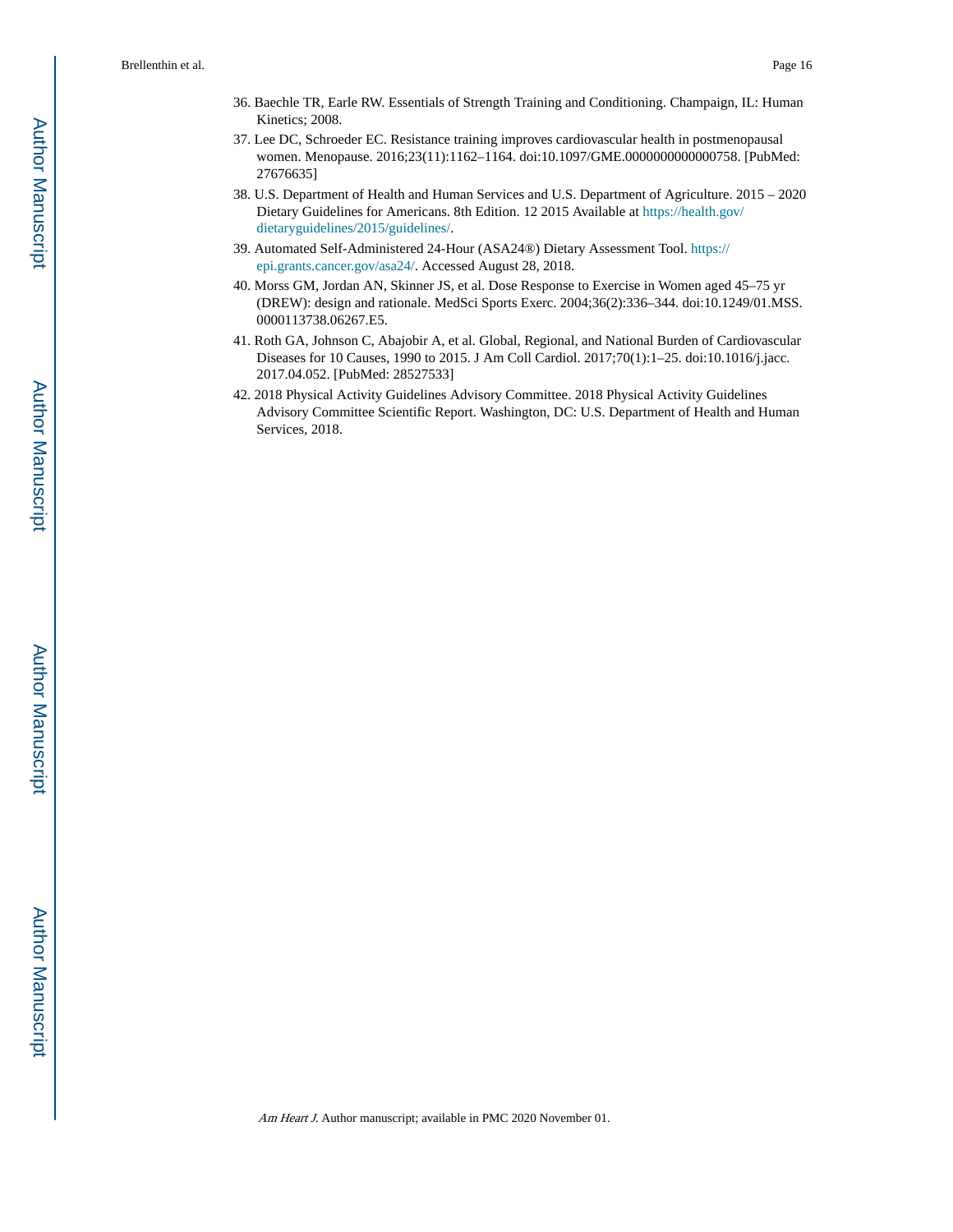36. Baechle TR, Earle RW. Essentials of Strength Training and Conditioning. Champaign, IL: Human Kinetics; 2008.
37. Lee DC, Schroeder EC. Resistance training improves cardiovascular health in postmenopausal women. Menopause. 2016;23(11):1162–1164. doi:10.1097/GME.0000000000000758. [PubMed: 27676635]
38. U.S. Department of Health and Human Services and U.S. Department of Agriculture. 2015 – 2020 Dietary Guidelines for Americans. 8th Edition. 12 2015 Available at https://health.gov/dietaryguidelines/2015/guidelines/.
39. Automated Self-Administered 24-Hour (ASA24®) Dietary Assessment Tool. https://epi.grants.cancer.gov/asa24/. Accessed August 28, 2018.
40. Morss GM, Jordan AN, Skinner JS, et al. Dose Response to Exercise in Women aged 45–75 yr (DREW): design and rationale. MedSci Sports Exerc. 2004;36(2):336–344. doi:10.1249/01.MSS.0000113738.06267.E5.
41. Roth GA, Johnson C, Abajobir A, et al. Global, Regional, and National Burden of Cardiovascular Diseases for 10 Causes, 1990 to 2015. J Am Coll Cardiol. 2017;70(1):1–25. doi:10.1016/j.jacc.2017.04.052. [PubMed: 28527533]
42. 2018 Physical Activity Guidelines Advisory Committee. 2018 Physical Activity Guidelines Advisory Committee Scientific Report. Washington, DC: U.S. Department of Health and Human Services, 2018.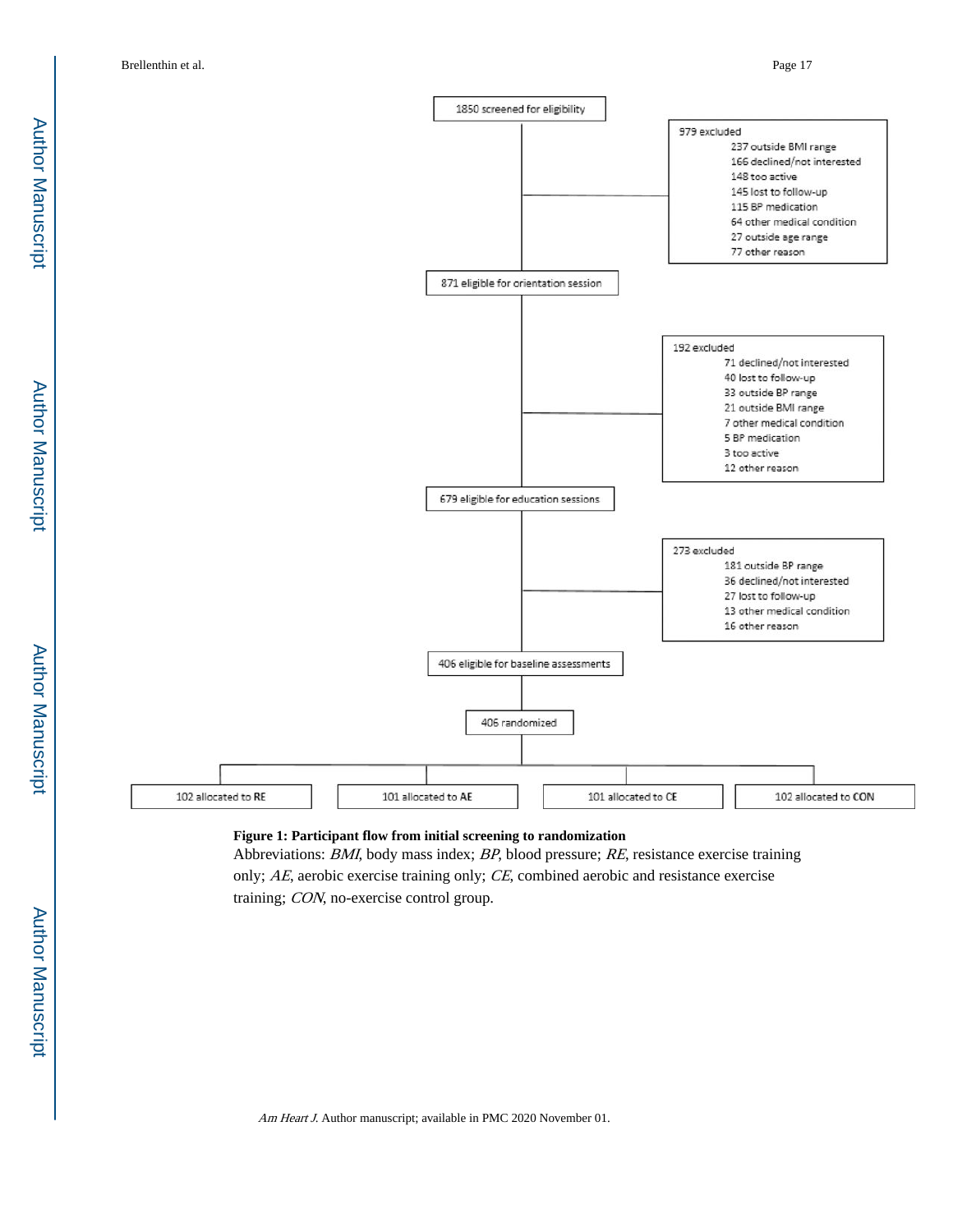1850 screened for eligibility

979 excluded
- 237 outside BMI range
- 166 declined/not interested
- 148 too active
- 145 lost to follow-up
- 115 BP medication
- 64 other medical condition
- 27 outside age range
- 77 other reason

871 eligible for orientation session

192 excluded
- 71 declined/not interested
- 40 lost to follow-up
- 33 outside BP range
- 21 outside BMI range
- 7 other medical condition
- 5 BP medication
- 3 too active
- 12 other reason

679 eligible for education sessions

273 excluded
- 181 outside BP range
- 36 declined/not interested
- 27 lost to follow-up
- 13 other medical condition
- 16 other reason

406 eligible for baseline assessments

406 randomized

102 allocated to RE | 101 allocated to AE | 101 allocated to CE | 102 allocated to CON

**Figure 1: Participant flow from initial screening to randomization**

Abbreviations: *BMI*, body mass index; *BP*, blood pressure; *RE*, resistance exercise training only; *AE*, aerobic exercise training only; *CE*, combined aerobic and resistance exercise training; *CON*, no-exercise control group.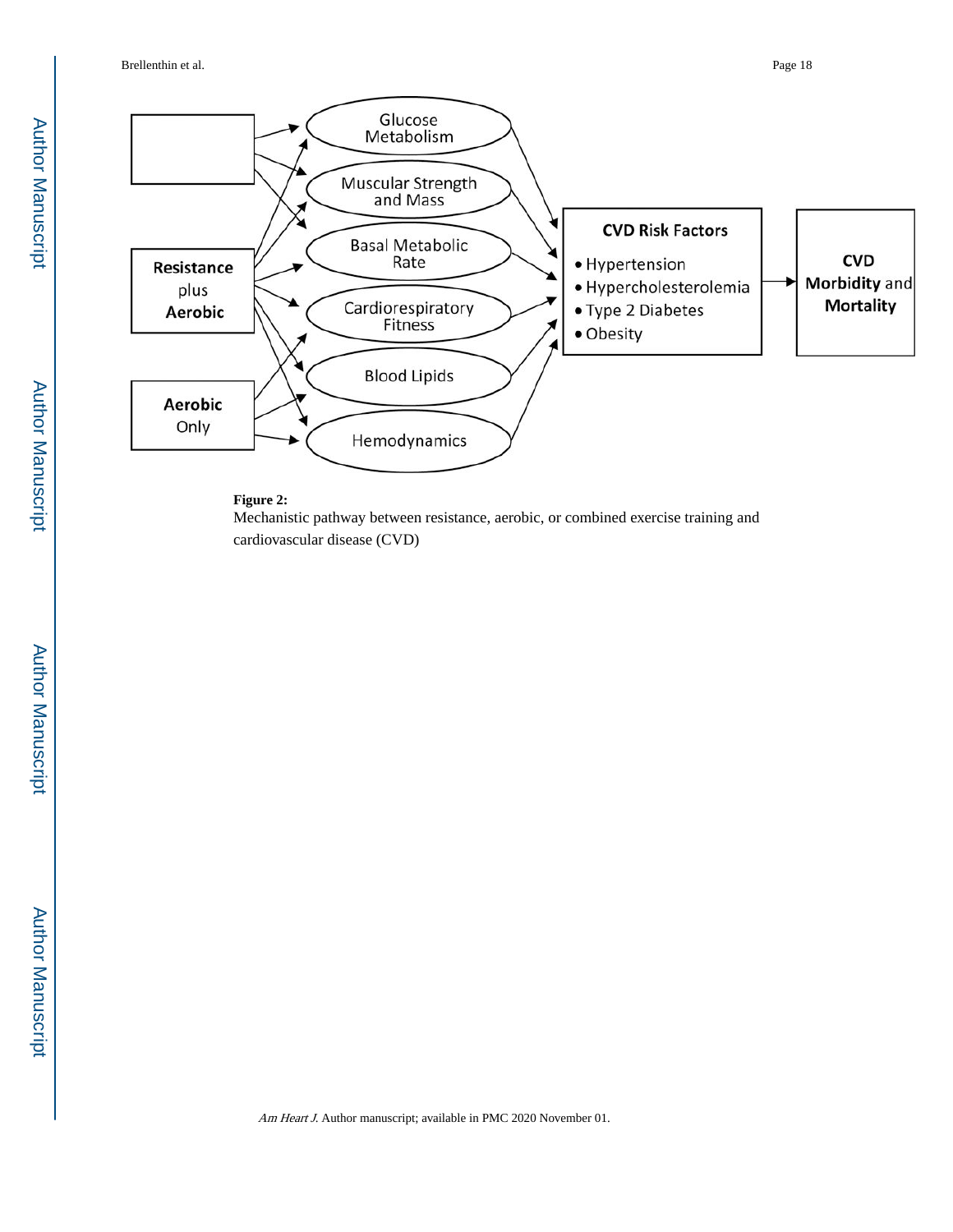Glucose Metabolism

Muscular Strength and Mass

Basal Metabolic Rate

Cardiorespiratory Fitness

Blood Lipids

Hemodynamics

**Resistance** plus **Aerobic**

**Aerobic** Only

**CVD Risk Factors**

- Hypertension
- Hypercholesterolemia
- Type 2 Diabetes
- Obesity

**CVD Morbidity** and **Mortality**

**Figure 2:**

Mechanistic pathway between resistance, aerobic, or combined exercise training and cardiovascular disease (CVD)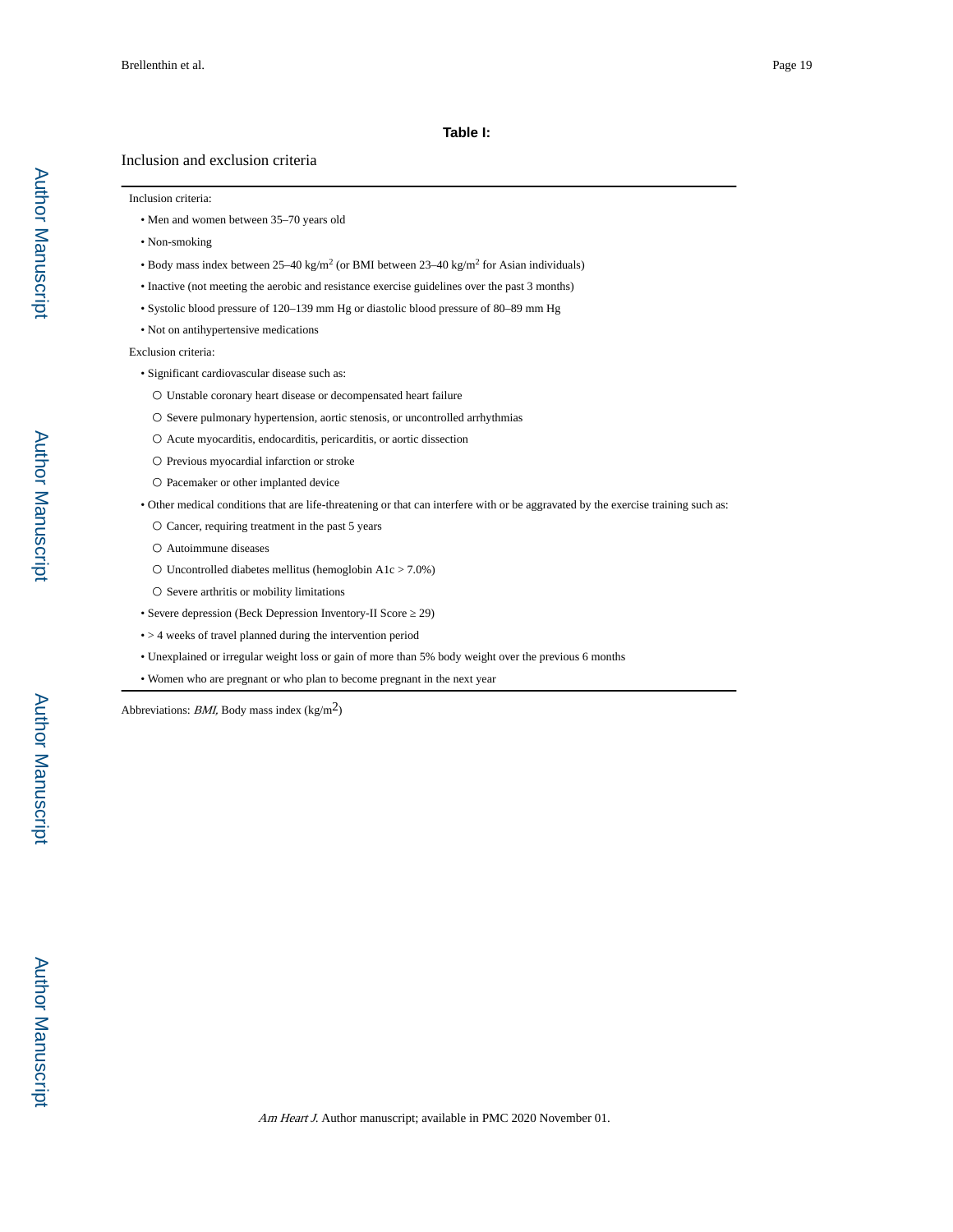**Table I:**

Inclusion and exclusion criteria

Inclusion criteria:

- Men and women between 35–70 years old
- Non-smoking
- Body mass index between 25–40 kg/m$^2$ (or BMI between 23–40 kg/m$^2$ for Asian individuals)
- Inactive (not meeting the aerobic and resistance exercise guidelines over the past 3 months)
- Systolic blood pressure of 120–139 mm Hg or diastolic blood pressure of 80–89 mm Hg
- Not on antihypertensive medications

Exclusion criteria:

- Significant cardiovascular disease such as:
  - Unstable coronary heart disease or decompensated heart failure
  - Severe pulmonary hypertension, aortic stenosis, or uncontrolled arrhythmias
  - Acute myocarditis, endocarditis, pericarditis, or aortic dissection
  - Previous myocardial infarction or stroke
  - Pacemaker or other implanted device
- Other medical conditions that are life-threatening or that can interfere with or be aggravated by the exercise training such as:
  - Cancer, requiring treatment in the past 5 years
  - Autoimmune diseases
  - Uncontrolled diabetes mellitus (hemoglobin A1c > 7.0%)
  - Severe arthritis or mobility limitations
- Severe depression (Beck Depression Inventory-II Score ≥ 29)
- > 4 weeks of travel planned during the intervention period
- Unexplained or irregular weight loss or gain of more than 5% body weight over the previous 6 months
- Women who are pregnant or who plan to become pregnant in the next year

Abbreviations: *BMI,* Body mass index (kg/m$^2$)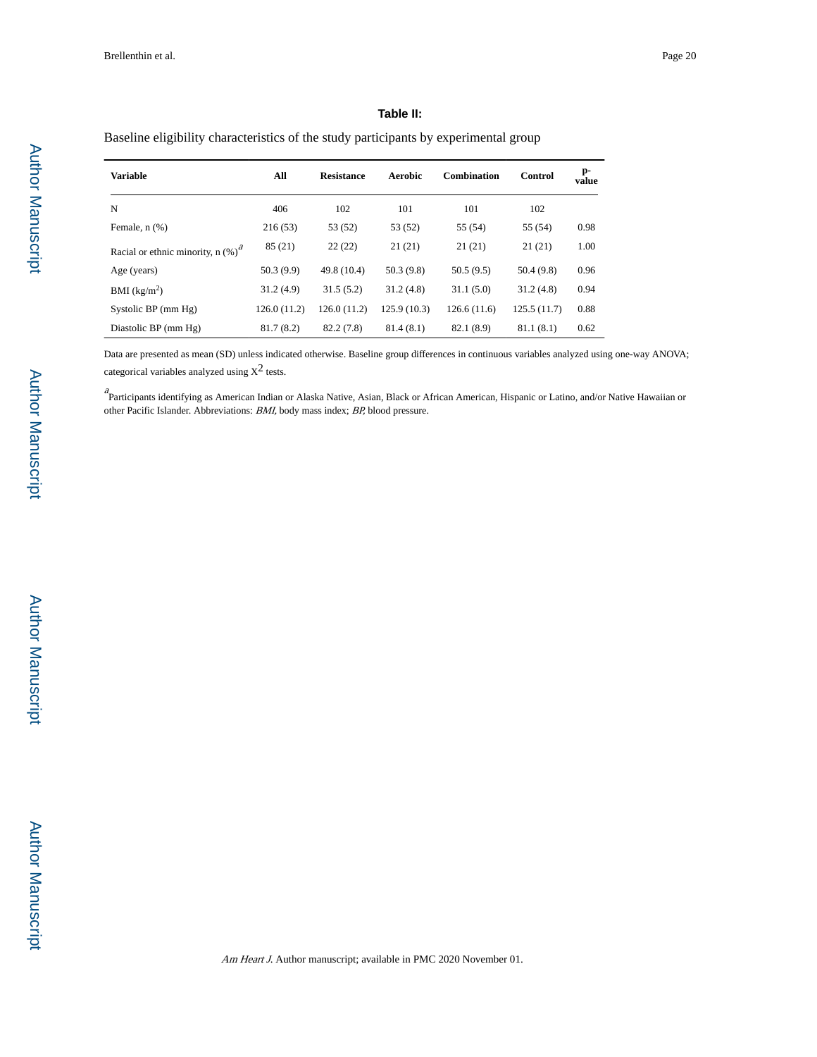### Table II:

Baseline eligibility characteristics of the study participants by experimental group

| Variable | All | Resistance | Aerobic | Combination | Control | p-value |
|---|---|---|---|---|---|---|
| N | 406 | 102 | 101 | 101 | 102 | |
| Female, n (%) | 216 (53) | 53 (52) | 53 (52) | 55 (54) | 55 (54) | 0.98 |
| Racial or ethnic minority, n (%)[a] | 85 (21) | 22 (22) | 21 (21) | 21 (21) | 21 (21) | 1.00 |
| Age (years) | 50.3 (9.9) | 49.8 (10.4) | 50.3 (9.8) | 50.5 (9.5) | 50.4 (9.8) | 0.96 |
| BMI ($kg/m^2$) | 31.2 (4.9) | 31.5 (5.2) | 31.2 (4.8) | 31.1 (5.0) | 31.2 (4.8) | 0.94 |
| Systolic BP (mm Hg) | 126.0 (11.2) | 126.0 (11.2) | 125.9 (10.3) | 126.6 (11.6) | 125.5 (11.7) | 0.88 |
| Diastolic BP (mm Hg) | 81.7 (8.2) | 82.2 (7.8) | 81.4 (8.1) | 82.1 (8.9) | 81.1 (8.1) | 0.62 |

Data are presented as mean (SD) unless indicated otherwise. Baseline group differences in continuous variables analyzed using one-way ANOVA; categorical variables analyzed using $X^2$ tests.

[a] Participants identifying as American Indian or Alaska Native, Asian, Black or African American, Hispanic or Latino, and/or Native Hawaiian or other Pacific Islander. Abbreviations: *BMI,* body mass index; *BP,* blood pressure.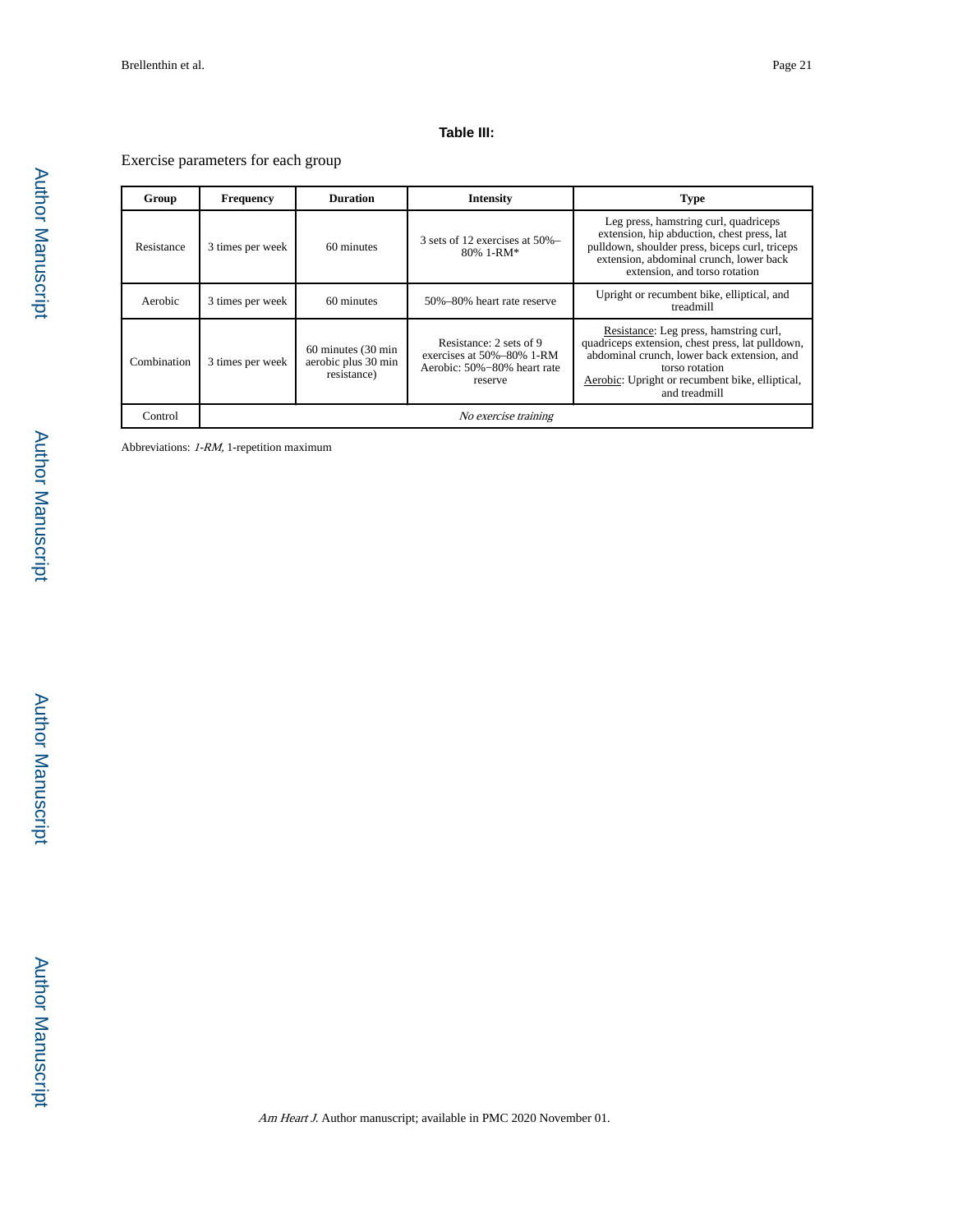**Table III:**

Exercise parameters for each group

| Group | Frequency | Duration | Intensity | Type |
|---|---|---|---|---|
| Resistance | 3 times per week | 60 minutes | 3 sets of 12 exercises at 50%–80% 1-RM* | Leg press, hamstring curl, quadriceps extension, hip abduction, chest press, lat pulldown, shoulder press, biceps curl, triceps extension, abdominal crunch, lower back extension, and torso rotation |
| Aerobic | 3 times per week | 60 minutes | 50%–80% heart rate reserve | Upright or recumbent bike, elliptical, and treadmill |
| Combination | 3 times per week | 60 minutes (30 min aerobic plus 30 min resistance) | Resistance: 2 sets of 9 exercises at 50%–80% 1-RM Aerobic: 50%−80% heart rate reserve | Resistance: Leg press, hamstring curl, quadriceps extension, chest press, lat pulldown, abdominal crunch, lower back extension, and torso rotation Aerobic: Upright or recumbent bike, elliptical, and treadmill |
| Control | *No exercise training* | | | |

Abbreviations: *1-RM,* 1-repetition maximum